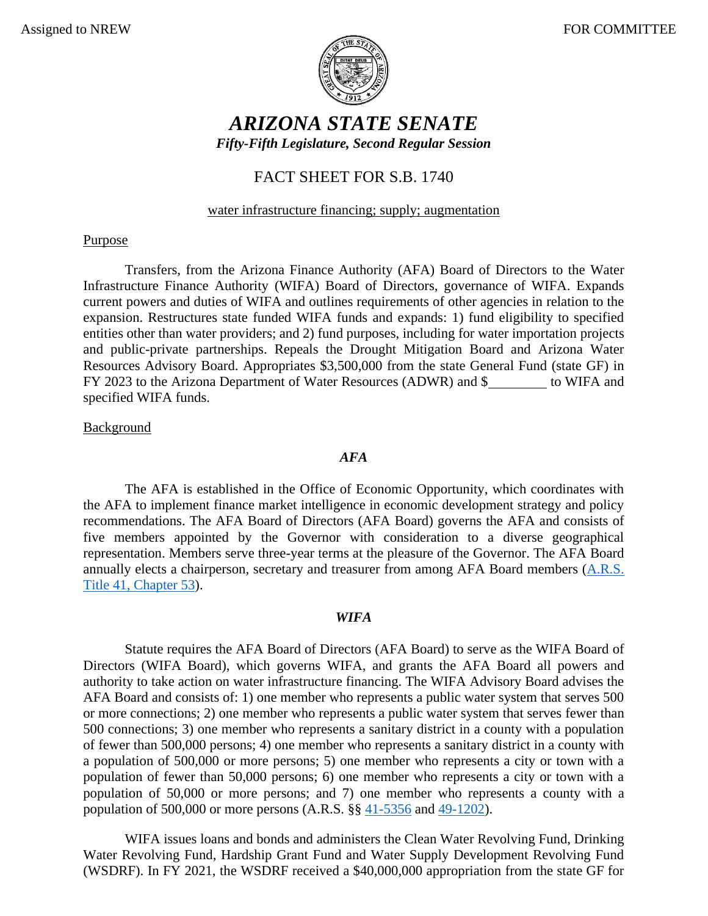Assigned to NREW FOR COMMITTEE

# *ARIZONA STATE SENATE*

***Fifty-Fifth Legislature, Second Regular Session***

## FACT SHEET FOR S.B. 1740

water infrastructure financing; supply; augmentation

### Purpose

Transfers, from the Arizona Finance Authority (AFA) Board of Directors to the Water Infrastructure Finance Authority (WIFA) Board of Directors, governance of WIFA. Expands current powers and duties of WIFA and outlines requirements of other agencies in relation to the expansion. Restructures state funded WIFA funds and expands: 1) fund eligibility to specified entities other than water providers; and 2) fund purposes, including for water importation projects and public-private partnerships. Repeals the Drought Mitigation Board and Arizona Water Resources Advisory Board. Appropriates $3,500,000 from the state General Fund (state GF) in FY 2023 to the Arizona Department of Water Resources (ADWR) and $________ to WIFA and specified WIFA funds.

### Background

#### *AFA*

The AFA is established in the Office of Economic Opportunity, which coordinates with the AFA to implement finance market intelligence in economic development strategy and policy recommendations. The AFA Board of Directors (AFA Board) governs the AFA and consists of five members appointed by the Governor with consideration to a diverse geographical representation. Members serve three-year terms at the pleasure of the Governor. The AFA Board annually elects a chairperson, secretary and treasurer from among AFA Board members (A.R.S. Title 41, Chapter 53).

#### *WIFA*

Statute requires the AFA Board of Directors (AFA Board) to serve as the WIFA Board of Directors (WIFA Board), which governs WIFA, and grants the AFA Board all powers and authority to take action on water infrastructure financing. The WIFA Advisory Board advises the AFA Board and consists of: 1) one member who represents a public water system that serves 500 or more connections; 2) one member who represents a public water system that serves fewer than 500 connections; 3) one member who represents a sanitary district in a county with a population of fewer than 500,000 persons; 4) one member who represents a sanitary district in a county with a population of 500,000 or more persons; 5) one member who represents a city or town with a population of fewer than 50,000 persons; 6) one member who represents a city or town with a population of 50,000 or more persons; and 7) one member who represents a county with a population of 500,000 or more persons (A.R.S. §§ 41-5356 and 49-1202).

WIFA issues loans and bonds and administers the Clean Water Revolving Fund, Drinking Water Revolving Fund, Hardship Grant Fund and Water Supply Development Revolving Fund (WSDRF). In FY 2021, the WSDRF received a $40,000,000 appropriation from the state GF for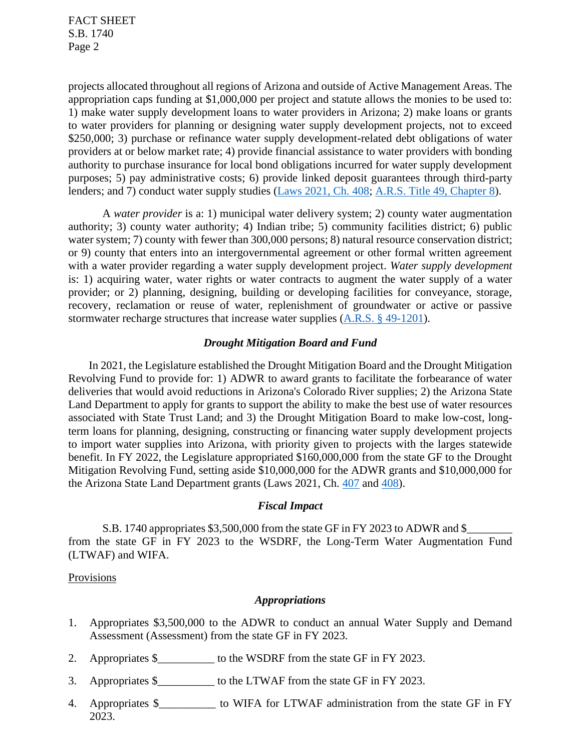projects allocated throughout all regions of Arizona and outside of Active Management Areas. The appropriation caps funding at $1,000,000 per project and statute allows the monies to be used to: 1) make water supply development loans to water providers in Arizona; 2) make loans or grants to water providers for planning or designing water supply development projects, not to exceed $250,000; 3) purchase or refinance water supply development-related debt obligations of water providers at or below market rate; 4) provide financial assistance to water providers with bonding authority to purchase insurance for local bond obligations incurred for water supply development purposes; 5) pay administrative costs; 6) provide linked deposit guarantees through third-party lenders; and 7) conduct water supply studies (Laws 2021, Ch. 408; A.R.S. Title 49, Chapter 8).

A *water provider* is a: 1) municipal water delivery system; 2) county water augmentation authority; 3) county water authority; 4) Indian tribe; 5) community facilities district; 6) public water system; 7) county with fewer than 300,000 persons; 8) natural resource conservation district; or 9) county that enters into an intergovernmental agreement or other formal written agreement with a water provider regarding a water supply development project. *Water supply development* is: 1) acquiring water, water rights or water contracts to augment the water supply of a water provider; or 2) planning, designing, building or developing facilities for conveyance, storage, recovery, reclamation or reuse of water, replenishment of groundwater or active or passive stormwater recharge structures that increase water supplies (A.R.S. § 49-1201).

### *Drought Mitigation Board and Fund*

In 2021, the Legislature established the Drought Mitigation Board and the Drought Mitigation Revolving Fund to provide for: 1) ADWR to award grants to facilitate the forbearance of water deliveries that would avoid reductions in Arizona's Colorado River supplies; 2) the Arizona State Land Department to apply for grants to support the ability to make the best use of water resources associated with State Trust Land; and 3) the Drought Mitigation Board to make low-cost, long-term loans for planning, designing, constructing or financing water supply development projects to import water supplies into Arizona, with priority given to projects with the larges statewide benefit. In FY 2022, the Legislature appropriated $160,000,000 from the state GF to the Drought Mitigation Revolving Fund, setting aside $10,000,000 for the ADWR grants and $10,000,000 for the Arizona State Land Department grants (Laws 2021, Ch. 407 and 408).

### *Fiscal Impact*

S.B. 1740 appropriates $3,500,000 from the state GF in FY 2023 to ADWR and $________ from the state GF in FY 2023 to the WSDRF, the Long-Term Water Augmentation Fund (LTWAF) and WIFA.

Provisions

### *Appropriations*

1. Appropriates $3,500,000 to the ADWR to conduct an annual Water Supply and Demand Assessment (Assessment) from the state GF in FY 2023.
2. Appropriates $__________ to the WSDRF from the state GF in FY 2023.
3. Appropriates $__________ to the LTWAF from the state GF in FY 2023.
4. Appropriates $__________ to WIFA for LTWAF administration from the state GF in FY 2023.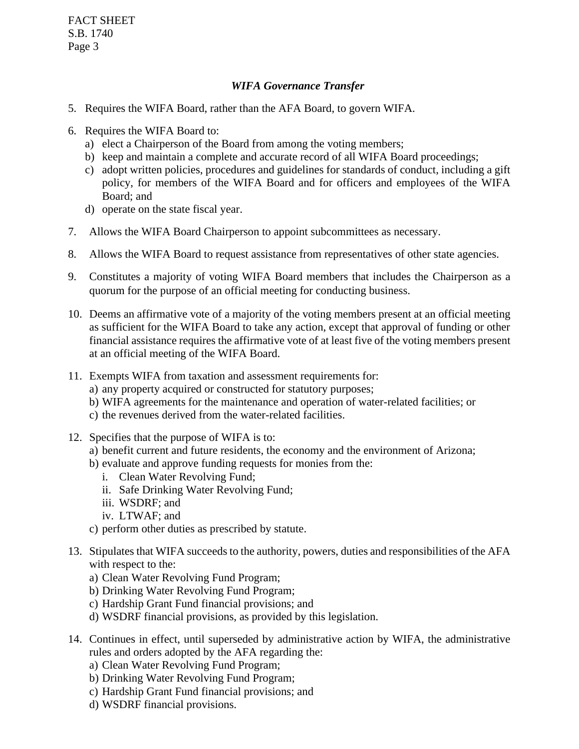***WIFA Governance Transfer***

5. Requires the WIFA Board, rather than the AFA Board, to govern WIFA.

6. Requires the WIFA Board to:
   a) elect a Chairperson of the Board from among the voting members;
   b) keep and maintain a complete and accurate record of all WIFA Board proceedings;
   c) adopt written policies, procedures and guidelines for standards of conduct, including a gift policy, for members of the WIFA Board and for officers and employees of the WIFA Board; and
   d) operate on the state fiscal year.

7. Allows the WIFA Board Chairperson to appoint subcommittees as necessary.

8. Allows the WIFA Board to request assistance from representatives of other state agencies.

9. Constitutes a majority of voting WIFA Board members that includes the Chairperson as a quorum for the purpose of an official meeting for conducting business.

10. Deems an affirmative vote of a majority of the voting members present at an official meeting as sufficient for the WIFA Board to take any action, except that approval of funding or other financial assistance requires the affirmative vote of at least five of the voting members present at an official meeting of the WIFA Board.

11. Exempts WIFA from taxation and assessment requirements for:
    a) any property acquired or constructed for statutory purposes;
    b) WIFA agreements for the maintenance and operation of water-related facilities; or
    c) the revenues derived from the water-related facilities.

12. Specifies that the purpose of WIFA is to:
    a) benefit current and future residents, the economy and the environment of Arizona;
    b) evaluate and approve funding requests for monies from the:
       i. Clean Water Revolving Fund;
       ii. Safe Drinking Water Revolving Fund;
       iii. WSDRF; and
       iv. LTWAF; and
    c) perform other duties as prescribed by statute.

13. Stipulates that WIFA succeeds to the authority, powers, duties and responsibilities of the AFA with respect to the:
    a) Clean Water Revolving Fund Program;
    b) Drinking Water Revolving Fund Program;
    c) Hardship Grant Fund financial provisions; and
    d) WSDRF financial provisions, as provided by this legislation.

14. Continues in effect, until superseded by administrative action by WIFA, the administrative rules and orders adopted by the AFA regarding the:
    a) Clean Water Revolving Fund Program;
    b) Drinking Water Revolving Fund Program;
    c) Hardship Grant Fund financial provisions; and
    d) WSDRF financial provisions.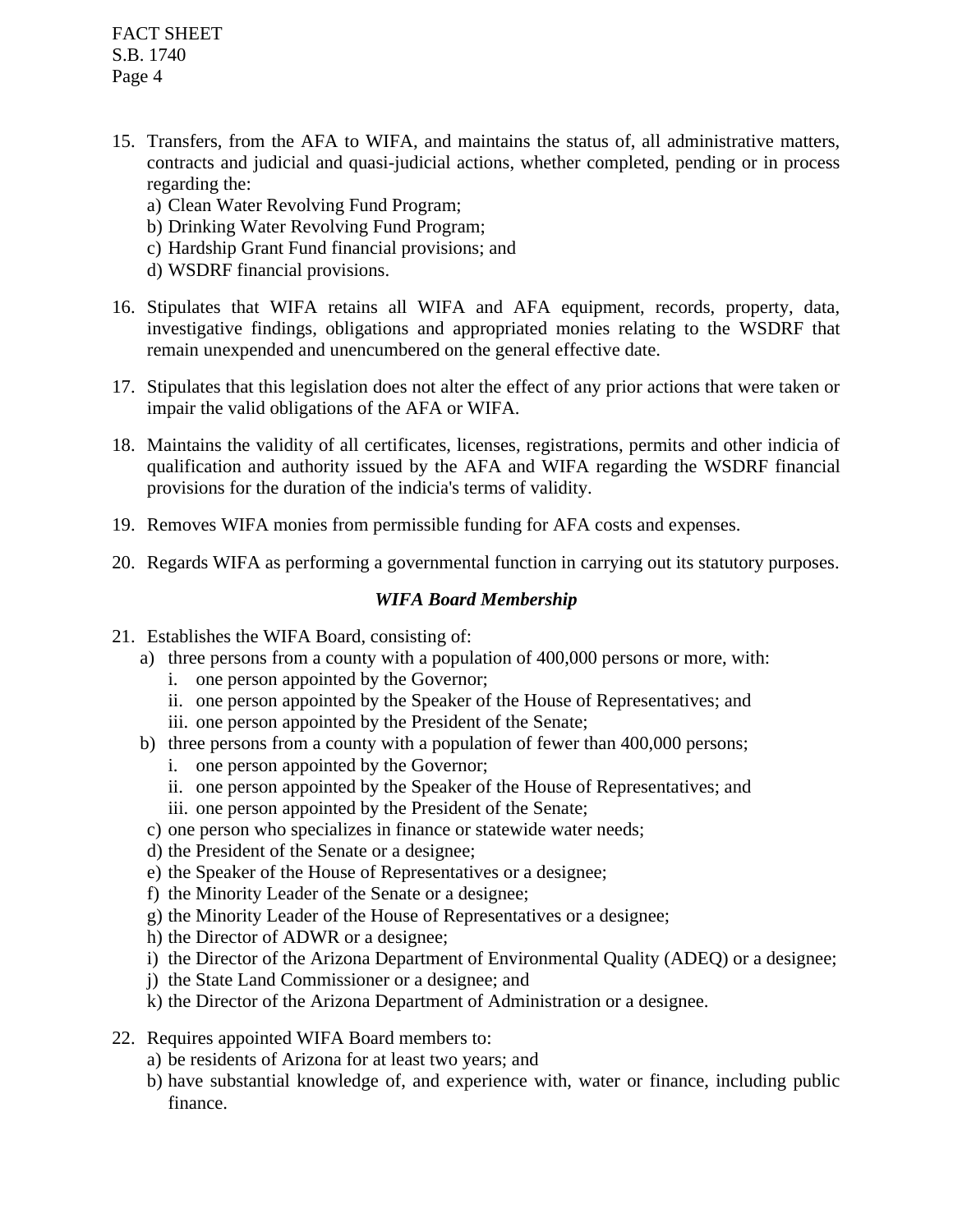15. Transfers, from the AFA to WIFA, and maintains the status of, all administrative matters, contracts and judicial and quasi-judicial actions, whether completed, pending or in process regarding the:
    a) Clean Water Revolving Fund Program;
    b) Drinking Water Revolving Fund Program;
    c) Hardship Grant Fund financial provisions; and
    d) WSDRF financial provisions.

16. Stipulates that WIFA retains all WIFA and AFA equipment, records, property, data, investigative findings, obligations and appropriated monies relating to the WSDRF that remain unexpended and unencumbered on the general effective date.

17. Stipulates that this legislation does not alter the effect of any prior actions that were taken or impair the valid obligations of the AFA or WIFA.

18. Maintains the validity of all certificates, licenses, registrations, permits and other indicia of qualification and authority issued by the AFA and WIFA regarding the WSDRF financial provisions for the duration of the indicia's terms of validity.

19. Removes WIFA monies from permissible funding for AFA costs and expenses.

20. Regards WIFA as performing a governmental function in carrying out its statutory purposes.

### *WIFA Board Membership*

21. Establishes the WIFA Board, consisting of:
    a) three persons from a county with a population of 400,000 persons or more, with:
        i. one person appointed by the Governor;
        ii. one person appointed by the Speaker of the House of Representatives; and
        iii. one person appointed by the President of the Senate;
    b) three persons from a county with a population of fewer than 400,000 persons;
        i. one person appointed by the Governor;
        ii. one person appointed by the Speaker of the House of Representatives; and
        iii. one person appointed by the President of the Senate;
    c) one person who specializes in finance or statewide water needs;
    d) the President of the Senate or a designee;
    e) the Speaker of the House of Representatives or a designee;
    f) the Minority Leader of the Senate or a designee;
    g) the Minority Leader of the House of Representatives or a designee;
    h) the Director of ADWR or a designee;
    i) the Director of the Arizona Department of Environmental Quality (ADEQ) or a designee;
    j) the State Land Commissioner or a designee; and
    k) the Director of the Arizona Department of Administration or a designee.

22. Requires appointed WIFA Board members to:
    a) be residents of Arizona for at least two years; and
    b) have substantial knowledge of, and experience with, water or finance, including public finance.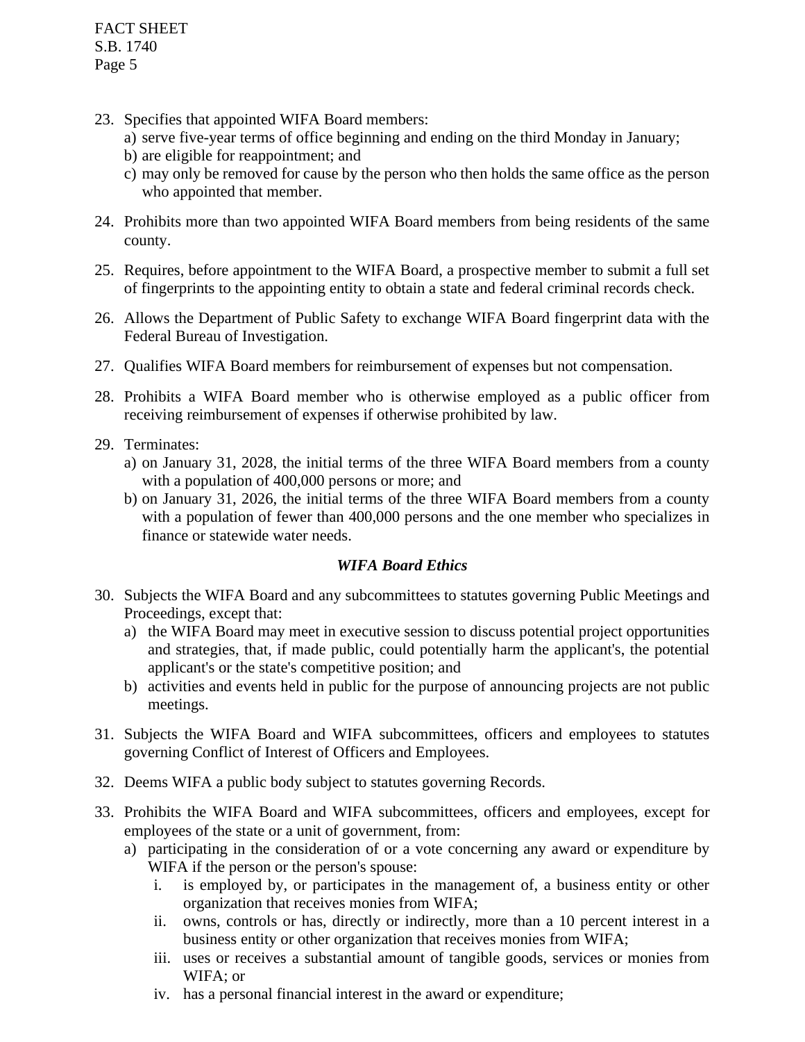23. Specifies that appointed WIFA Board members:
    a) serve five-year terms of office beginning and ending on the third Monday in January;
    b) are eligible for reappointment; and
    c) may only be removed for cause by the person who then holds the same office as the person who appointed that member.

24. Prohibits more than two appointed WIFA Board members from being residents of the same county.

25. Requires, before appointment to the WIFA Board, a prospective member to submit a full set of fingerprints to the appointing entity to obtain a state and federal criminal records check.

26. Allows the Department of Public Safety to exchange WIFA Board fingerprint data with the Federal Bureau of Investigation.

27. Qualifies WIFA Board members for reimbursement of expenses but not compensation.

28. Prohibits a WIFA Board member who is otherwise employed as a public officer from receiving reimbursement of expenses if otherwise prohibited by law.

29. Terminates:
    a) on January 31, 2028, the initial terms of the three WIFA Board members from a county with a population of 400,000 persons or more; and
    b) on January 31, 2026, the initial terms of the three WIFA Board members from a county with a population of fewer than 400,000 persons and the one member who specializes in finance or statewide water needs.

***WIFA Board Ethics***

30. Subjects the WIFA Board and any subcommittees to statutes governing Public Meetings and Proceedings, except that:
    a) the WIFA Board may meet in executive session to discuss potential project opportunities and strategies, that, if made public, could potentially harm the applicant's, the potential applicant's or the state's competitive position; and
    b) activities and events held in public for the purpose of announcing projects are not public meetings.

31. Subjects the WIFA Board and WIFA subcommittees, officers and employees to statutes governing Conflict of Interest of Officers and Employees.

32. Deems WIFA a public body subject to statutes governing Records.

33. Prohibits the WIFA Board and WIFA subcommittees, officers and employees, except for employees of the state or a unit of government, from:
    a) participating in the consideration of or a vote concerning any award or expenditure by WIFA if the person or the person's spouse:
       i. is employed by, or participates in the management of, a business entity or other organization that receives monies from WIFA;
       ii. owns, controls or has, directly or indirectly, more than a 10 percent interest in a business entity or other organization that receives monies from WIFA;
       iii. uses or receives a substantial amount of tangible goods, services or monies from WIFA; or
       iv. has a personal financial interest in the award or expenditure;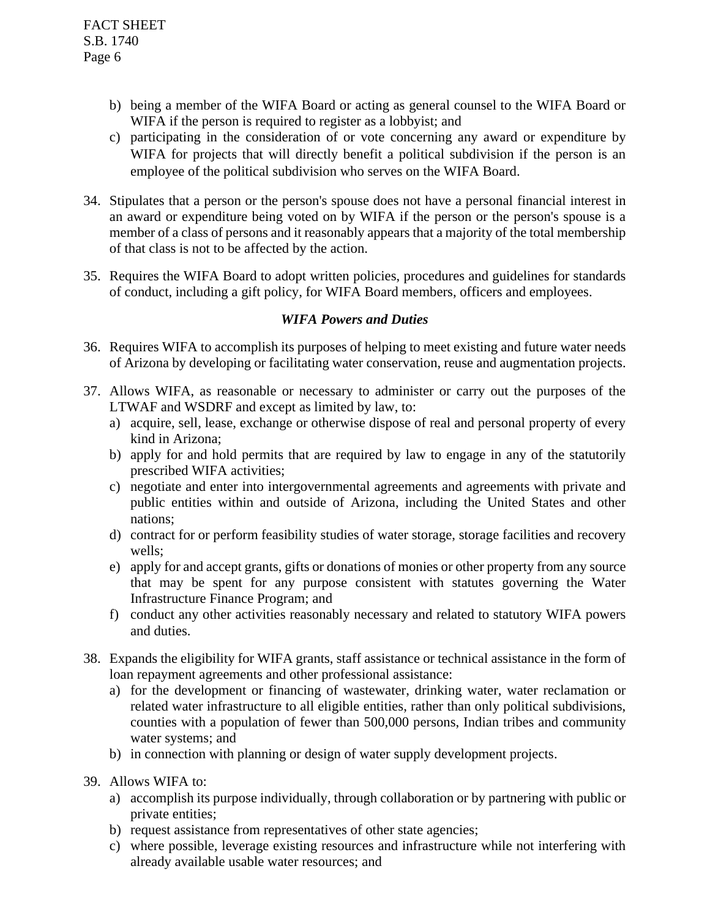b) being a member of the WIFA Board or acting as general counsel to the WIFA Board or WIFA if the person is required to register as a lobbyist; and
c) participating in the consideration of or vote concerning any award or expenditure by WIFA for projects that will directly benefit a political subdivision if the person is an employee of the political subdivision who serves on the WIFA Board.

34. Stipulates that a person or the person's spouse does not have a personal financial interest in an award or expenditure being voted on by WIFA if the person or the person's spouse is a member of a class of persons and it reasonably appears that a majority of the total membership of that class is not to be affected by the action.

35. Requires the WIFA Board to adopt written policies, procedures and guidelines for standards of conduct, including a gift policy, for WIFA Board members, officers and employees.

### *WIFA Powers and Duties*

36. Requires WIFA to accomplish its purposes of helping to meet existing and future water needs of Arizona by developing or facilitating water conservation, reuse and augmentation projects.

37. Allows WIFA, as reasonable or necessary to administer or carry out the purposes of the LTWAF and WSDRF and except as limited by law, to:
    a) acquire, sell, lease, exchange or otherwise dispose of real and personal property of every kind in Arizona;
    b) apply for and hold permits that are required by law to engage in any of the statutorily prescribed WIFA activities;
    c) negotiate and enter into intergovernmental agreements and agreements with private and public entities within and outside of Arizona, including the United States and other nations;
    d) contract for or perform feasibility studies of water storage, storage facilities and recovery wells;
    e) apply for and accept grants, gifts or donations of monies or other property from any source that may be spent for any purpose consistent with statutes governing the Water Infrastructure Finance Program; and
    f) conduct any other activities reasonably necessary and related to statutory WIFA powers and duties.

38. Expands the eligibility for WIFA grants, staff assistance or technical assistance in the form of loan repayment agreements and other professional assistance:
    a) for the development or financing of wastewater, drinking water, water reclamation or related water infrastructure to all eligible entities, rather than only political subdivisions, counties with a population of fewer than 500,000 persons, Indian tribes and community water systems; and
    b) in connection with planning or design of water supply development projects.

39. Allows WIFA to:
    a) accomplish its purpose individually, through collaboration or by partnering with public or private entities;
    b) request assistance from representatives of other state agencies;
    c) where possible, leverage existing resources and infrastructure while not interfering with already available usable water resources; and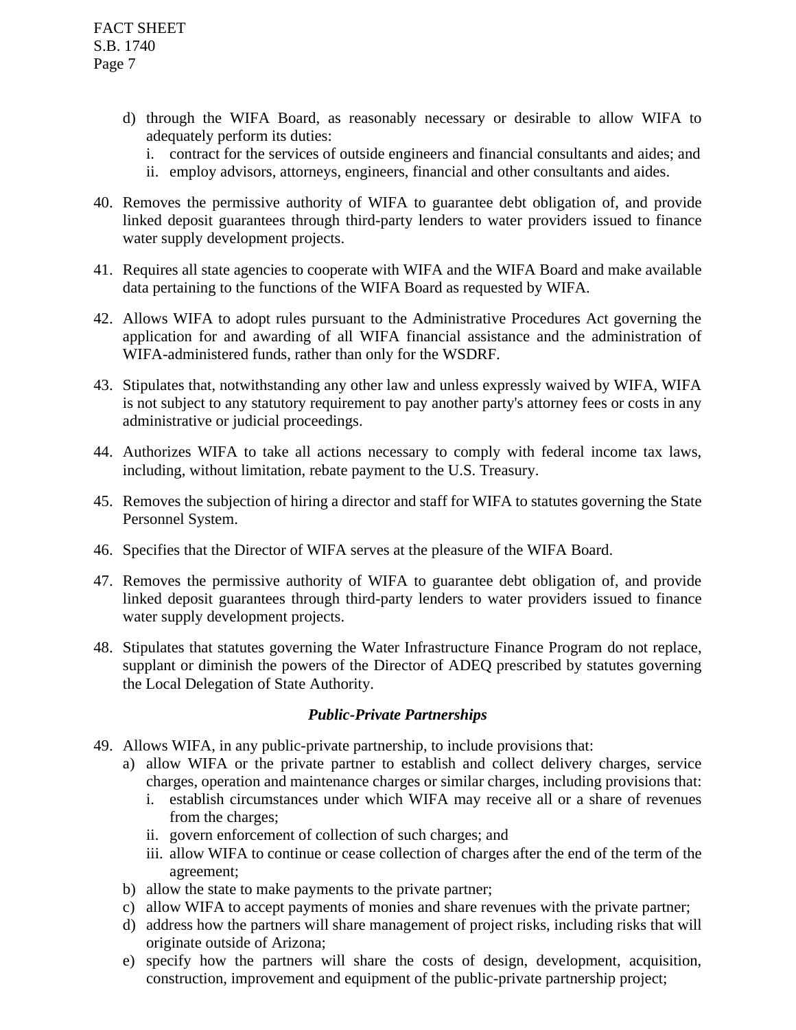d) through the WIFA Board, as reasonably necessary or desirable to allow WIFA to adequately perform its duties:
   i. contract for the services of outside engineers and financial consultants and aides; and
   ii. employ advisors, attorneys, engineers, financial and other consultants and aides.

40. Removes the permissive authority of WIFA to guarantee debt obligation of, and provide linked deposit guarantees through third-party lenders to water providers issued to finance water supply development projects.

41. Requires all state agencies to cooperate with WIFA and the WIFA Board and make available data pertaining to the functions of the WIFA Board as requested by WIFA.

42. Allows WIFA to adopt rules pursuant to the Administrative Procedures Act governing the application for and awarding of all WIFA financial assistance and the administration of WIFA-administered funds, rather than only for the WSDRF.

43. Stipulates that, notwithstanding any other law and unless expressly waived by WIFA, WIFA is not subject to any statutory requirement to pay another party's attorney fees or costs in any administrative or judicial proceedings.

44. Authorizes WIFA to take all actions necessary to comply with federal income tax laws, including, without limitation, rebate payment to the U.S. Treasury.

45. Removes the subjection of hiring a director and staff for WIFA to statutes governing the State Personnel System.

46. Specifies that the Director of WIFA serves at the pleasure of the WIFA Board.

47. Removes the permissive authority of WIFA to guarantee debt obligation of, and provide linked deposit guarantees through third-party lenders to water providers issued to finance water supply development projects.

48. Stipulates that statutes governing the Water Infrastructure Finance Program do not replace, supplant or diminish the powers of the Director of ADEQ prescribed by statutes governing the Local Delegation of State Authority.

***Public-Private Partnerships***

49. Allows WIFA, in any public-private partnership, to include provisions that:
    a) allow WIFA or the private partner to establish and collect delivery charges, service charges, operation and maintenance charges or similar charges, including provisions that:
       i. establish circumstances under which WIFA may receive all or a share of revenues from the charges;
       ii. govern enforcement of collection of such charges; and
       iii. allow WIFA to continue or cease collection of charges after the end of the term of the agreement;
    b) allow the state to make payments to the private partner;
    c) allow WIFA to accept payments of monies and share revenues with the private partner;
    d) address how the partners will share management of project risks, including risks that will originate outside of Arizona;
    e) specify how the partners will share the costs of design, development, acquisition, construction, improvement and equipment of the public-private partnership project;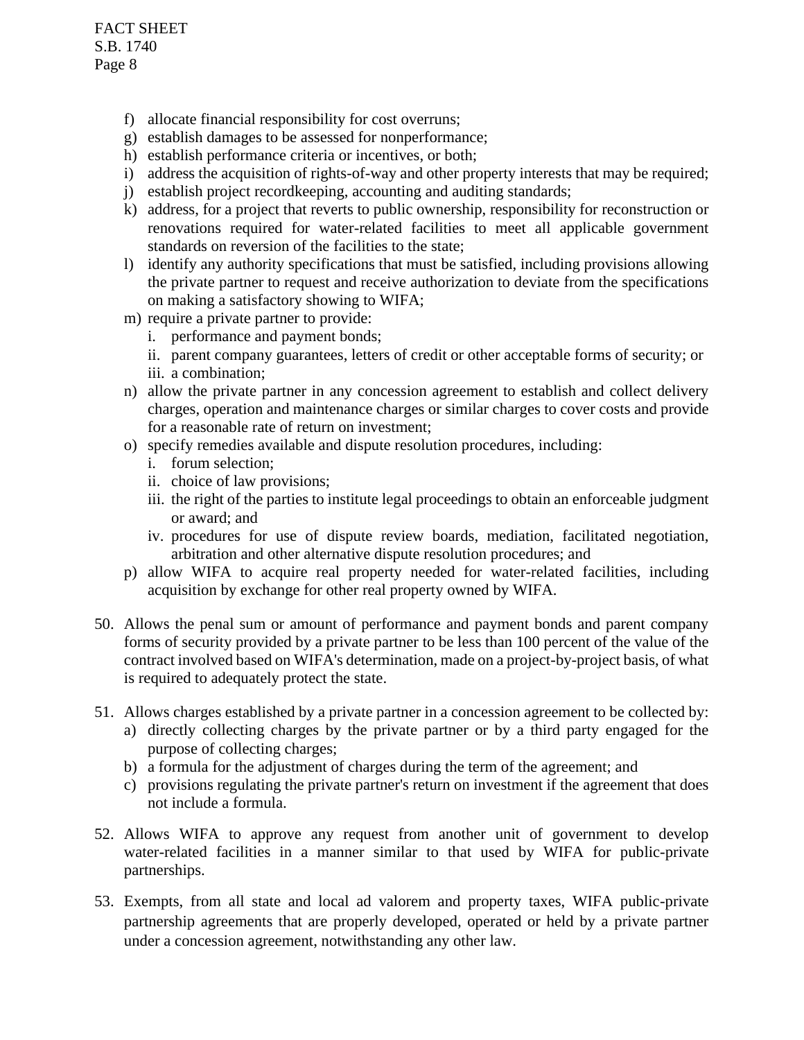f) allocate financial responsibility for cost overruns;
g) establish damages to be assessed for nonperformance;
h) establish performance criteria or incentives, or both;
i) address the acquisition of rights-of-way and other property interests that may be required;
j) establish project recordkeeping, accounting and auditing standards;
k) address, for a project that reverts to public ownership, responsibility for reconstruction or renovations required for water-related facilities to meet all applicable government standards on reversion of the facilities to the state;
l) identify any authority specifications that must be satisfied, including provisions allowing the private partner to request and receive authorization to deviate from the specifications on making a satisfactory showing to WIFA;
m) require a private partner to provide:
    i. performance and payment bonds;
    ii. parent company guarantees, letters of credit or other acceptable forms of security; or
    iii. a combination;
n) allow the private partner in any concession agreement to establish and collect delivery charges, operation and maintenance charges or similar charges to cover costs and provide for a reasonable rate of return on investment;
o) specify remedies available and dispute resolution procedures, including:
    i. forum selection;
    ii. choice of law provisions;
    iii. the right of the parties to institute legal proceedings to obtain an enforceable judgment or award; and
    iv. procedures for use of dispute review boards, mediation, facilitated negotiation, arbitration and other alternative dispute resolution procedures; and
p) allow WIFA to acquire real property needed for water-related facilities, including acquisition by exchange for other real property owned by WIFA.

50. Allows the penal sum or amount of performance and payment bonds and parent company forms of security provided by a private partner to be less than 100 percent of the value of the contract involved based on WIFA's determination, made on a project-by-project basis, of what is required to adequately protect the state.

51. Allows charges established by a private partner in a concession agreement to be collected by:
    a) directly collecting charges by the private partner or by a third party engaged for the purpose of collecting charges;
    b) a formula for the adjustment of charges during the term of the agreement; and
    c) provisions regulating the private partner's return on investment if the agreement that does not include a formula.

52. Allows WIFA to approve any request from another unit of government to develop water-related facilities in a manner similar to that used by WIFA for public-private partnerships.

53. Exempts, from all state and local ad valorem and property taxes, WIFA public-private partnership agreements that are properly developed, operated or held by a private partner under a concession agreement, notwithstanding any other law.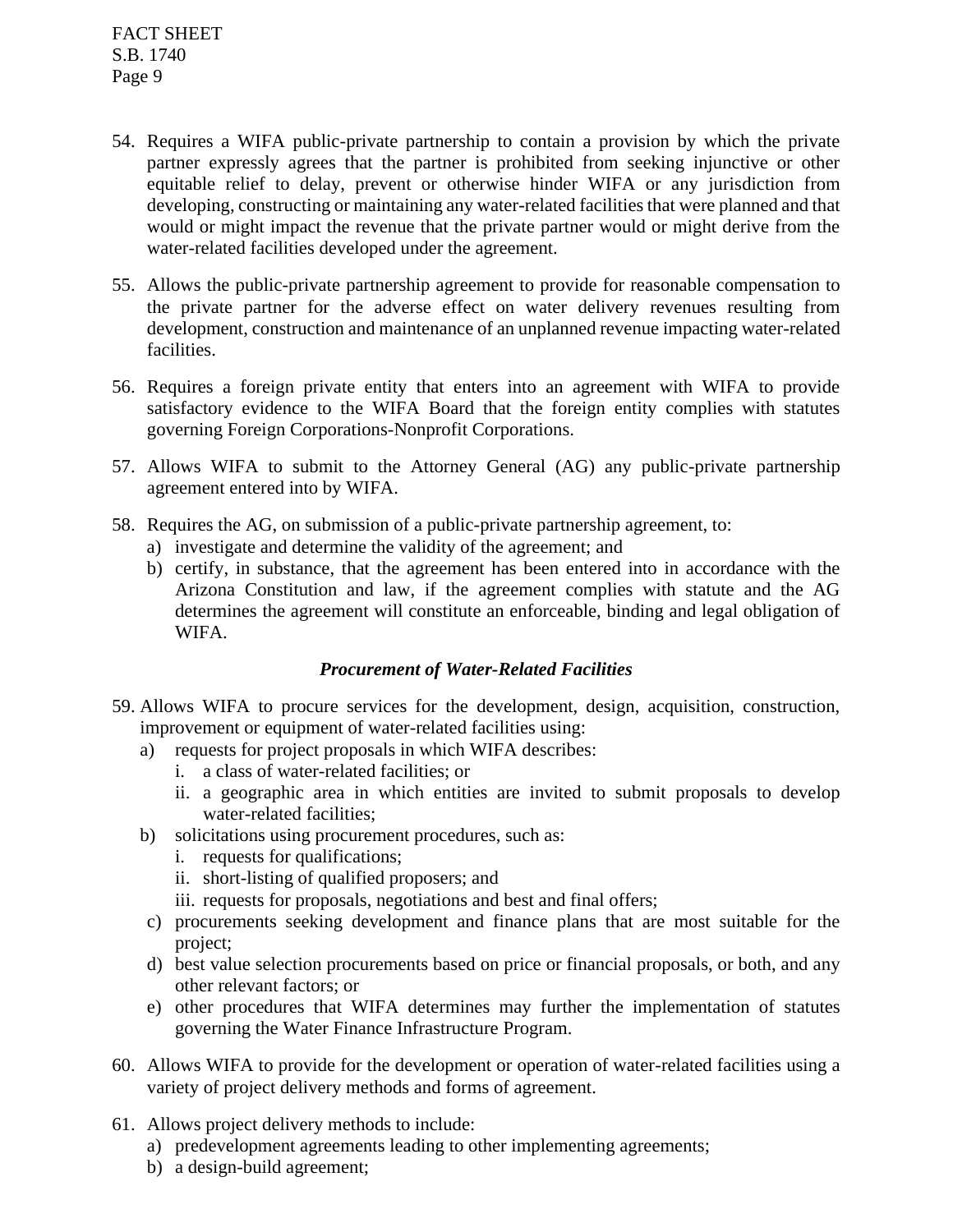54. Requires a WIFA public-private partnership to contain a provision by which the private partner expressly agrees that the partner is prohibited from seeking injunctive or other equitable relief to delay, prevent or otherwise hinder WIFA or any jurisdiction from developing, constructing or maintaining any water-related facilities that were planned and that would or might impact the revenue that the private partner would or might derive from the water-related facilities developed under the agreement.

55. Allows the public-private partnership agreement to provide for reasonable compensation to the private partner for the adverse effect on water delivery revenues resulting from development, construction and maintenance of an unplanned revenue impacting water-related facilities.

56. Requires a foreign private entity that enters into an agreement with WIFA to provide satisfactory evidence to the WIFA Board that the foreign entity complies with statutes governing Foreign Corporations-Nonprofit Corporations.

57. Allows WIFA to submit to the Attorney General (AG) any public-private partnership agreement entered into by WIFA.

58. Requires the AG, on submission of a public-private partnership agreement, to:
    a) investigate and determine the validity of the agreement; and
    b) certify, in substance, that the agreement has been entered into in accordance with the Arizona Constitution and law, if the agreement complies with statute and the AG determines the agreement will constitute an enforceable, binding and legal obligation of WIFA.

***Procurement of Water-Related Facilities***

59. Allows WIFA to procure services for the development, design, acquisition, construction, improvement or equipment of water-related facilities using:
    a) requests for project proposals in which WIFA describes:
        i. a class of water-related facilities; or
        ii. a geographic area in which entities are invited to submit proposals to develop water-related facilities;
    b) solicitations using procurement procedures, such as:
        i. requests for qualifications;
        ii. short-listing of qualified proposers; and
        iii. requests for proposals, negotiations and best and final offers;
    c) procurements seeking development and finance plans that are most suitable for the project;
    d) best value selection procurements based on price or financial proposals, or both, and any other relevant factors; or
    e) other procedures that WIFA determines may further the implementation of statutes governing the Water Finance Infrastructure Program.

60. Allows WIFA to provide for the development or operation of water-related facilities using a variety of project delivery methods and forms of agreement.

61. Allows project delivery methods to include:
    a) predevelopment agreements leading to other implementing agreements;
    b) a design-build agreement;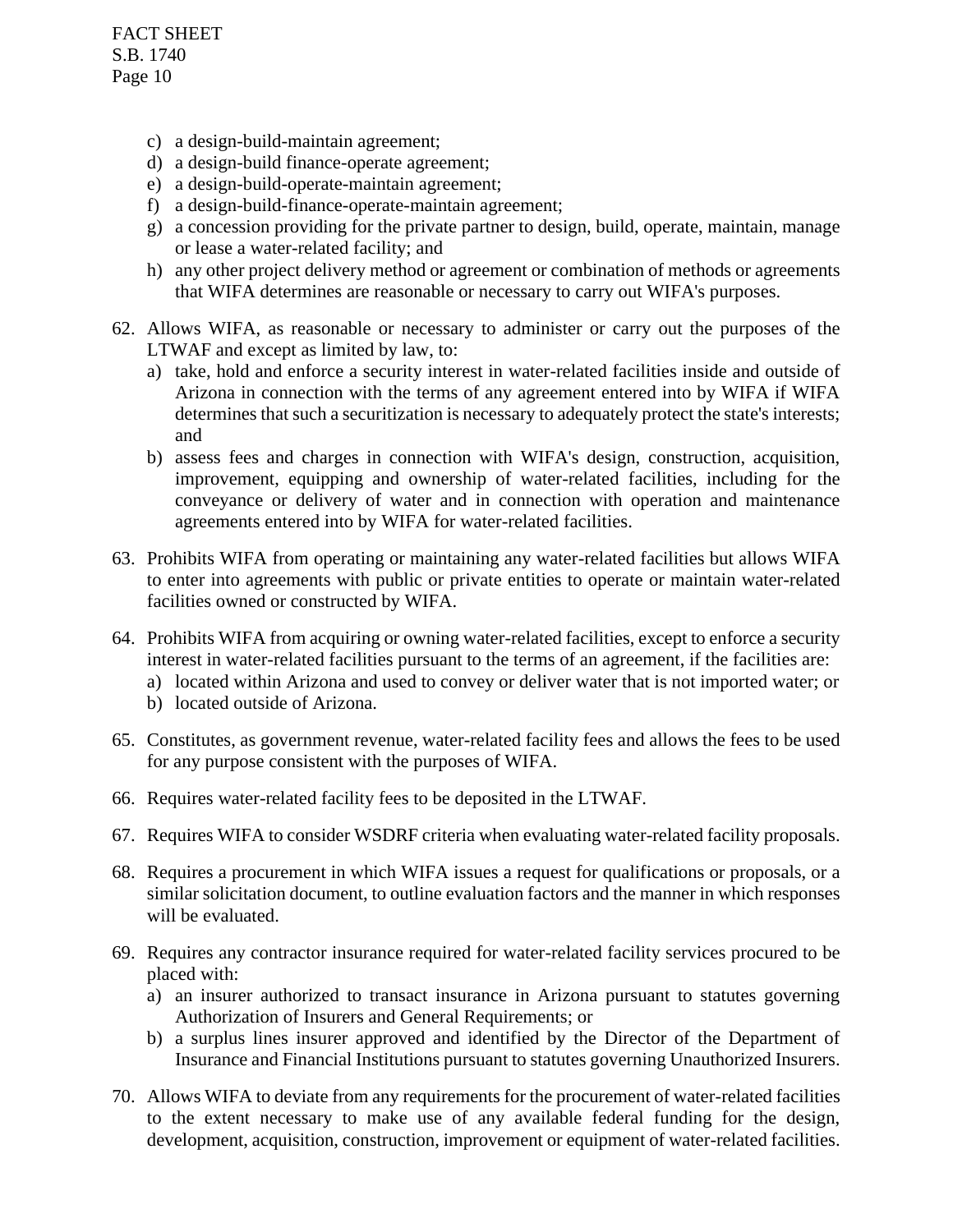c) a design-build-maintain agreement;
d) a design-build finance-operate agreement;
e) a design-build-operate-maintain agreement;
f) a design-build-finance-operate-maintain agreement;
g) a concession providing for the private partner to design, build, operate, maintain, manage or lease a water-related facility; and
h) any other project delivery method or agreement or combination of methods or agreements that WIFA determines are reasonable or necessary to carry out WIFA's purposes.

62. Allows WIFA, as reasonable or necessary to administer or carry out the purposes of the LTWAF and except as limited by law, to:
    a) take, hold and enforce a security interest in water-related facilities inside and outside of Arizona in connection with the terms of any agreement entered into by WIFA if WIFA determines that such a securitization is necessary to adequately protect the state's interests; and
    b) assess fees and charges in connection with WIFA's design, construction, acquisition, improvement, equipping and ownership of water-related facilities, including for the conveyance or delivery of water and in connection with operation and maintenance agreements entered into by WIFA for water-related facilities.

63. Prohibits WIFA from operating or maintaining any water-related facilities but allows WIFA to enter into agreements with public or private entities to operate or maintain water-related facilities owned or constructed by WIFA.

64. Prohibits WIFA from acquiring or owning water-related facilities, except to enforce a security interest in water-related facilities pursuant to the terms of an agreement, if the facilities are:
    a) located within Arizona and used to convey or deliver water that is not imported water; or
    b) located outside of Arizona.

65. Constitutes, as government revenue, water-related facility fees and allows the fees to be used for any purpose consistent with the purposes of WIFA.

66. Requires water-related facility fees to be deposited in the LTWAF.

67. Requires WIFA to consider WSDRF criteria when evaluating water-related facility proposals.

68. Requires a procurement in which WIFA issues a request for qualifications or proposals, or a similar solicitation document, to outline evaluation factors and the manner in which responses will be evaluated.

69. Requires any contractor insurance required for water-related facility services procured to be placed with:
    a) an insurer authorized to transact insurance in Arizona pursuant to statutes governing Authorization of Insurers and General Requirements; or
    b) a surplus lines insurer approved and identified by the Director of the Department of Insurance and Financial Institutions pursuant to statutes governing Unauthorized Insurers.

70. Allows WIFA to deviate from any requirements for the procurement of water-related facilities to the extent necessary to make use of any available federal funding for the design, development, acquisition, construction, improvement or equipment of water-related facilities.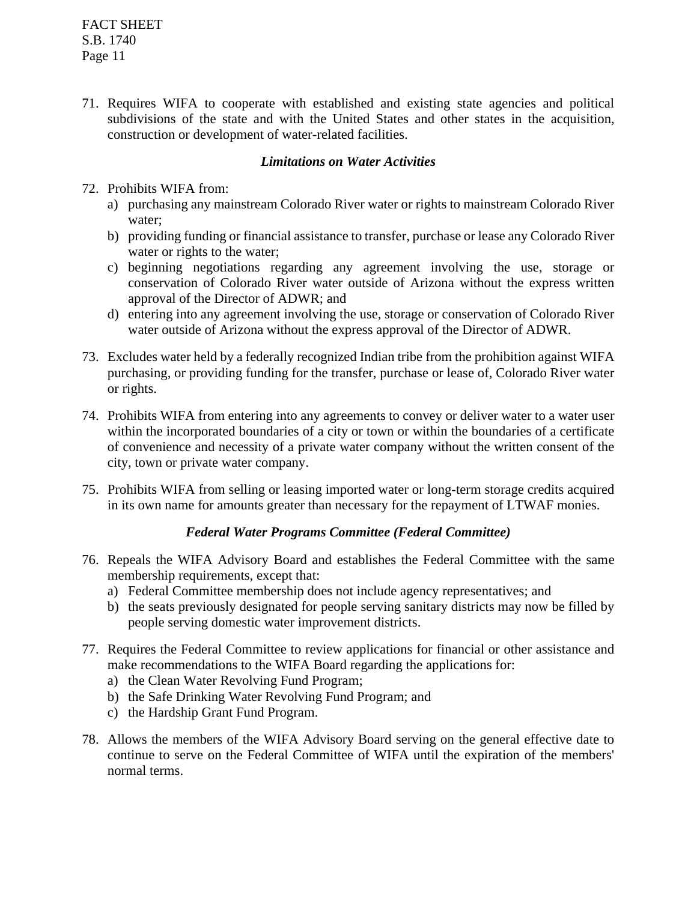71. Requires WIFA to cooperate with established and existing state agencies and political subdivisions of the state and with the United States and other states in the acquisition, construction or development of water-related facilities.

### *Limitations on Water Activities*

72. Prohibits WIFA from:
    a) purchasing any mainstream Colorado River water or rights to mainstream Colorado River water;
    b) providing funding or financial assistance to transfer, purchase or lease any Colorado River water or rights to the water;
    c) beginning negotiations regarding any agreement involving the use, storage or conservation of Colorado River water outside of Arizona without the express written approval of the Director of ADWR; and
    d) entering into any agreement involving the use, storage or conservation of Colorado River water outside of Arizona without the express approval of the Director of ADWR.

73. Excludes water held by a federally recognized Indian tribe from the prohibition against WIFA purchasing, or providing funding for the transfer, purchase or lease of, Colorado River water or rights.

74. Prohibits WIFA from entering into any agreements to convey or deliver water to a water user within the incorporated boundaries of a city or town or within the boundaries of a certificate of convenience and necessity of a private water company without the written consent of the city, town or private water company.

75. Prohibits WIFA from selling or leasing imported water or long-term storage credits acquired in its own name for amounts greater than necessary for the repayment of LTWAF monies.

### *Federal Water Programs Committee (Federal Committee)*

76. Repeals the WIFA Advisory Board and establishes the Federal Committee with the same membership requirements, except that:
    a) Federal Committee membership does not include agency representatives; and
    b) the seats previously designated for people serving sanitary districts may now be filled by people serving domestic water improvement districts.

77. Requires the Federal Committee to review applications for financial or other assistance and make recommendations to the WIFA Board regarding the applications for:
    a) the Clean Water Revolving Fund Program;
    b) the Safe Drinking Water Revolving Fund Program; and
    c) the Hardship Grant Fund Program.

78. Allows the members of the WIFA Advisory Board serving on the general effective date to continue to serve on the Federal Committee of WIFA until the expiration of the members' normal terms.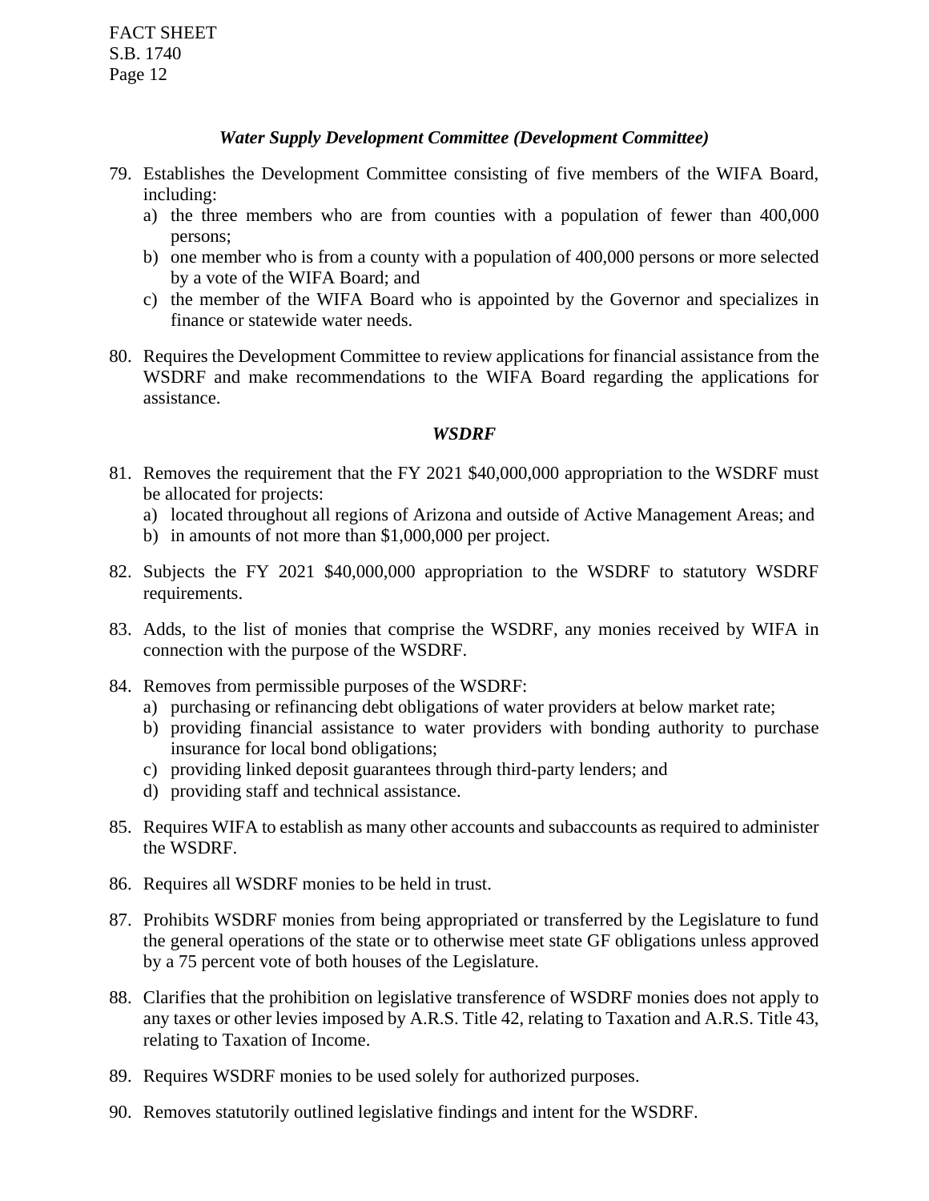### *Water Supply Development Committee (Development Committee)*

79. Establishes the Development Committee consisting of five members of the WIFA Board, including:
    a) the three members who are from counties with a population of fewer than 400,000 persons;
    b) one member who is from a county with a population of 400,000 persons or more selected by a vote of the WIFA Board; and
    c) the member of the WIFA Board who is appointed by the Governor and specializes in finance or statewide water needs.

80. Requires the Development Committee to review applications for financial assistance from the WSDRF and make recommendations to the WIFA Board regarding the applications for assistance.

### *WSDRF*

81. Removes the requirement that the FY 2021 $40,000,000 appropriation to the WSDRF must be allocated for projects:
    a) located throughout all regions of Arizona and outside of Active Management Areas; and
    b) in amounts of not more than $1,000,000 per project.

82. Subjects the FY 2021 $40,000,000 appropriation to the WSDRF to statutory WSDRF requirements.

83. Adds, to the list of monies that comprise the WSDRF, any monies received by WIFA in connection with the purpose of the WSDRF.

84. Removes from permissible purposes of the WSDRF:
    a) purchasing or refinancing debt obligations of water providers at below market rate;
    b) providing financial assistance to water providers with bonding authority to purchase insurance for local bond obligations;
    c) providing linked deposit guarantees through third-party lenders; and
    d) providing staff and technical assistance.

85. Requires WIFA to establish as many other accounts and subaccounts as required to administer the WSDRF.

86. Requires all WSDRF monies to be held in trust.

87. Prohibits WSDRF monies from being appropriated or transferred by the Legislature to fund the general operations of the state or to otherwise meet state GF obligations unless approved by a 75 percent vote of both houses of the Legislature.

88. Clarifies that the prohibition on legislative transference of WSDRF monies does not apply to any taxes or other levies imposed by A.R.S. Title 42, relating to Taxation and A.R.S. Title 43, relating to Taxation of Income.

89. Requires WSDRF monies to be used solely for authorized purposes.

90. Removes statutorily outlined legislative findings and intent for the WSDRF.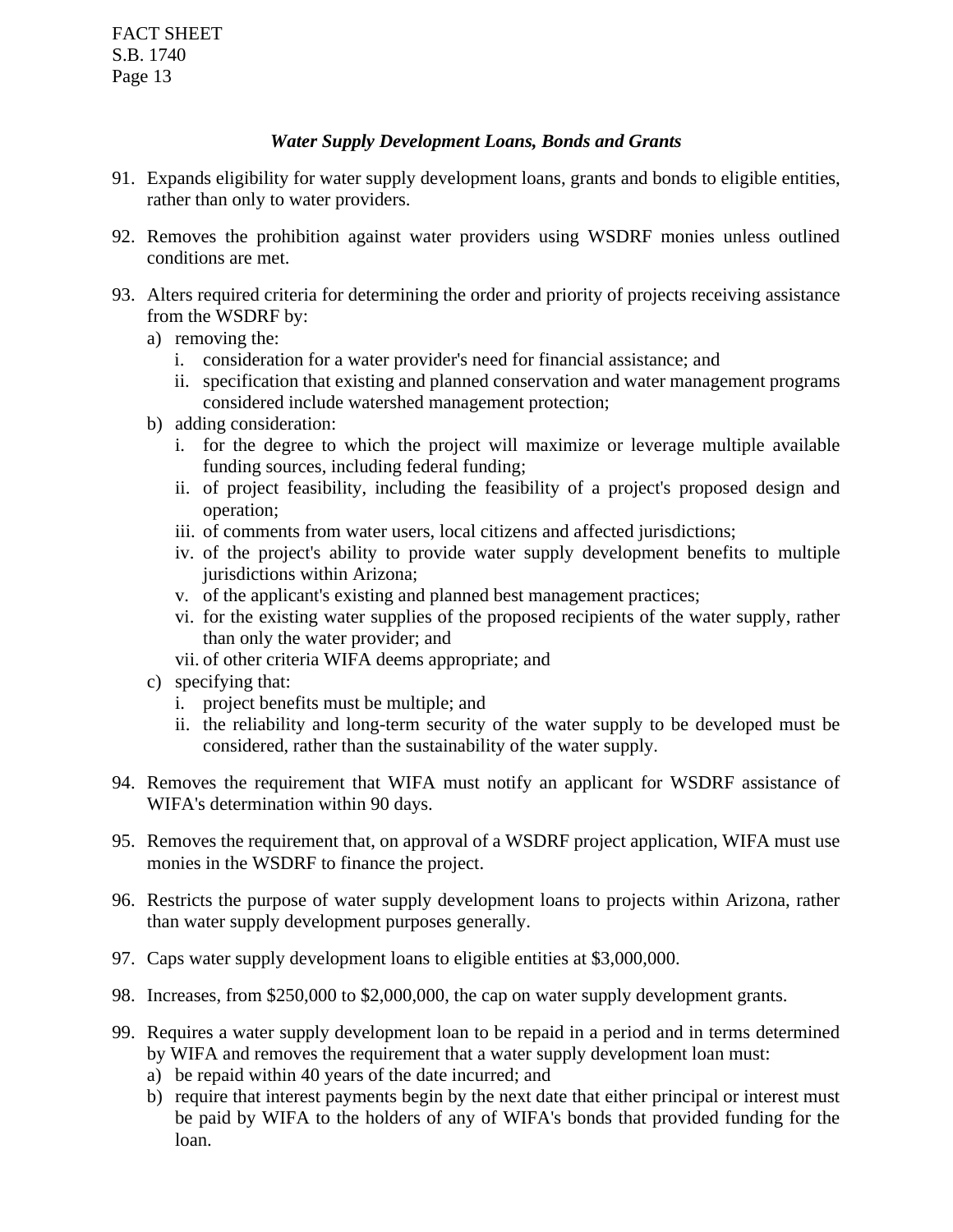### *Water Supply Development Loans, Bonds and Grants*

91. Expands eligibility for water supply development loans, grants and bonds to eligible entities, rather than only to water providers.

92. Removes the prohibition against water providers using WSDRF monies unless outlined conditions are met.

93. Alters required criteria for determining the order and priority of projects receiving assistance from the WSDRF by:
    a) removing the:
       i. consideration for a water provider's need for financial assistance; and
       ii. specification that existing and planned conservation and water management programs considered include watershed management protection;
    b) adding consideration:
       i. for the degree to which the project will maximize or leverage multiple available funding sources, including federal funding;
       ii. of project feasibility, including the feasibility of a project's proposed design and operation;
       iii. of comments from water users, local citizens and affected jurisdictions;
       iv. of the project's ability to provide water supply development benefits to multiple jurisdictions within Arizona;
       v. of the applicant's existing and planned best management practices;
       vi. for the existing water supplies of the proposed recipients of the water supply, rather than only the water provider; and
       vii. of other criteria WIFA deems appropriate; and
    c) specifying that:
       i. project benefits must be multiple; and
       ii. the reliability and long-term security of the water supply to be developed must be considered, rather than the sustainability of the water supply.

94. Removes the requirement that WIFA must notify an applicant for WSDRF assistance of WIFA's determination within 90 days.

95. Removes the requirement that, on approval of a WSDRF project application, WIFA must use monies in the WSDRF to finance the project.

96. Restricts the purpose of water supply development loans to projects within Arizona, rather than water supply development purposes generally.

97. Caps water supply development loans to eligible entities at $3,000,000.

98. Increases, from $250,000 to $2,000,000, the cap on water supply development grants.

99. Requires a water supply development loan to be repaid in a period and in terms determined by WIFA and removes the requirement that a water supply development loan must:
    a) be repaid within 40 years of the date incurred; and
    b) require that interest payments begin by the next date that either principal or interest must be paid by WIFA to the holders of any of WIFA's bonds that provided funding for the loan.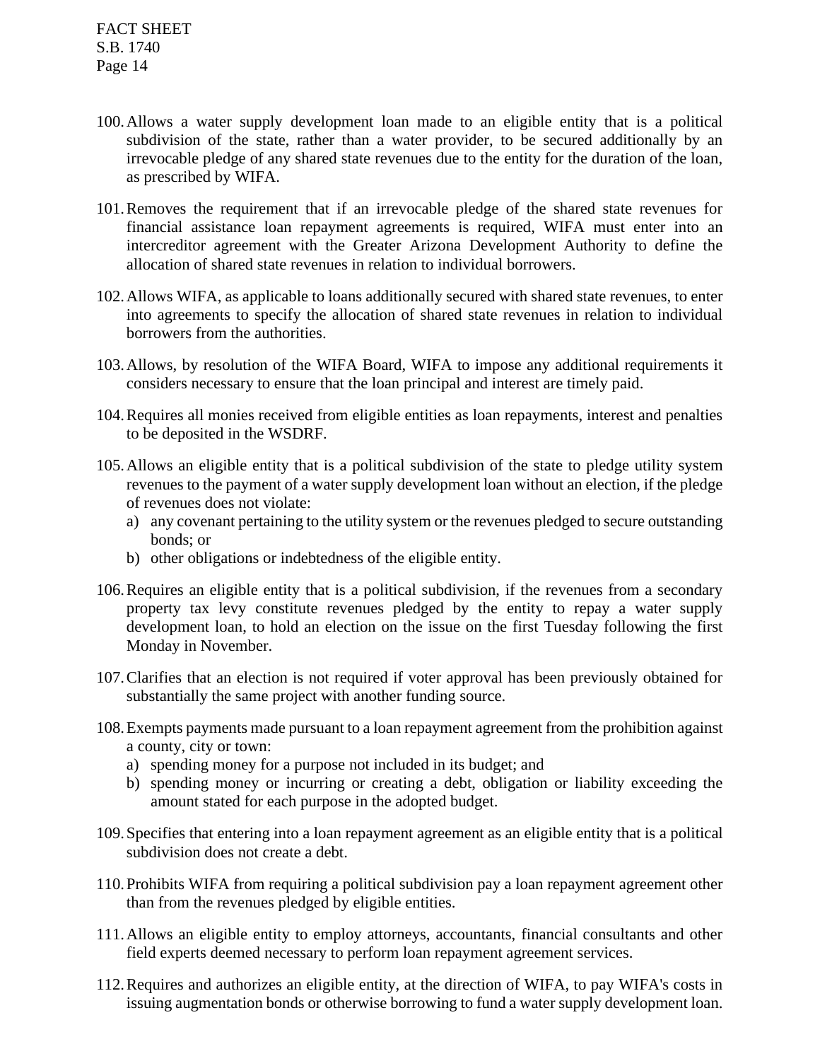100. Allows a water supply development loan made to an eligible entity that is a political subdivision of the state, rather than a water provider, to be secured additionally by an irrevocable pledge of any shared state revenues due to the entity for the duration of the loan, as prescribed by WIFA.

101. Removes the requirement that if an irrevocable pledge of the shared state revenues for financial assistance loan repayment agreements is required, WIFA must enter into an intercreditor agreement with the Greater Arizona Development Authority to define the allocation of shared state revenues in relation to individual borrowers.

102. Allows WIFA, as applicable to loans additionally secured with shared state revenues, to enter into agreements to specify the allocation of shared state revenues in relation to individual borrowers from the authorities.

103. Allows, by resolution of the WIFA Board, WIFA to impose any additional requirements it considers necessary to ensure that the loan principal and interest are timely paid.

104. Requires all monies received from eligible entities as loan repayments, interest and penalties to be deposited in the WSDRF.

105. Allows an eligible entity that is a political subdivision of the state to pledge utility system revenues to the payment of a water supply development loan without an election, if the pledge of revenues does not violate:
    a) any covenant pertaining to the utility system or the revenues pledged to secure outstanding bonds; or
    b) other obligations or indebtedness of the eligible entity.

106. Requires an eligible entity that is a political subdivision, if the revenues from a secondary property tax levy constitute revenues pledged by the entity to repay a water supply development loan, to hold an election on the issue on the first Tuesday following the first Monday in November.

107. Clarifies that an election is not required if voter approval has been previously obtained for substantially the same project with another funding source.

108. Exempts payments made pursuant to a loan repayment agreement from the prohibition against a county, city or town:
    a) spending money for a purpose not included in its budget; and
    b) spending money or incurring or creating a debt, obligation or liability exceeding the amount stated for each purpose in the adopted budget.

109. Specifies that entering into a loan repayment agreement as an eligible entity that is a political subdivision does not create a debt.

110. Prohibits WIFA from requiring a political subdivision pay a loan repayment agreement other than from the revenues pledged by eligible entities.

111. Allows an eligible entity to employ attorneys, accountants, financial consultants and other field experts deemed necessary to perform loan repayment agreement services.

112. Requires and authorizes an eligible entity, at the direction of WIFA, to pay WIFA's costs in issuing augmentation bonds or otherwise borrowing to fund a water supply development loan.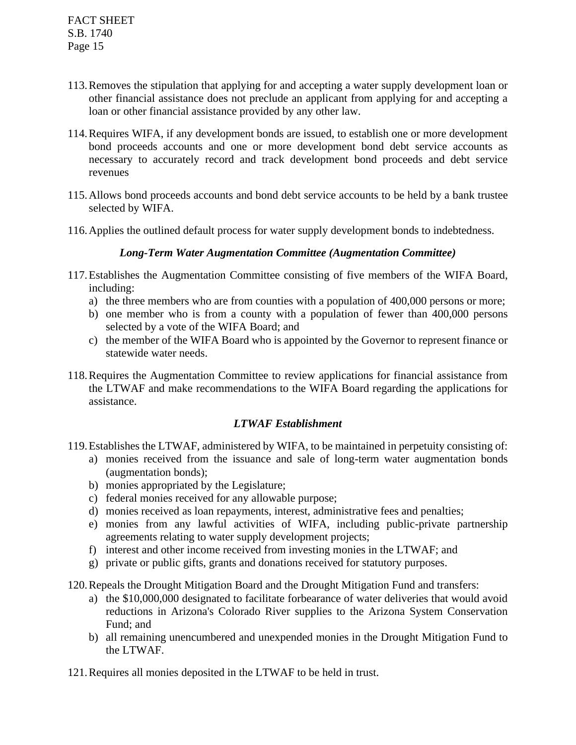113. Removes the stipulation that applying for and accepting a water supply development loan or other financial assistance does not preclude an applicant from applying for and accepting a loan or other financial assistance provided by any other law.

114. Requires WIFA, if any development bonds are issued, to establish one or more development bond proceeds accounts and one or more development bond debt service accounts as necessary to accurately record and track development bond proceeds and debt service revenues

115. Allows bond proceeds accounts and bond debt service accounts to be held by a bank trustee selected by WIFA.

116. Applies the outlined default process for water supply development bonds to indebtedness.

***Long-Term Water Augmentation Committee (Augmentation Committee)***

117. Establishes the Augmentation Committee consisting of five members of the WIFA Board, including:
    a) the three members who are from counties with a population of 400,000 persons or more;
    b) one member who is from a county with a population of fewer than 400,000 persons selected by a vote of the WIFA Board; and
    c) the member of the WIFA Board who is appointed by the Governor to represent finance or statewide water needs.

118. Requires the Augmentation Committee to review applications for financial assistance from the LTWAF and make recommendations to the WIFA Board regarding the applications for assistance.

***LTWAF Establishment***

119. Establishes the LTWAF, administered by WIFA, to be maintained in perpetuity consisting of:
    a) monies received from the issuance and sale of long-term water augmentation bonds (augmentation bonds);
    b) monies appropriated by the Legislature;
    c) federal monies received for any allowable purpose;
    d) monies received as loan repayments, interest, administrative fees and penalties;
    e) monies from any lawful activities of WIFA, including public-private partnership agreements relating to water supply development projects;
    f) interest and other income received from investing monies in the LTWAF; and
    g) private or public gifts, grants and donations received for statutory purposes.

120. Repeals the Drought Mitigation Board and the Drought Mitigation Fund and transfers:
    a) the $10,000,000 designated to facilitate forbearance of water deliveries that would avoid reductions in Arizona's Colorado River supplies to the Arizona System Conservation Fund; and
    b) all remaining unencumbered and unexpended monies in the Drought Mitigation Fund to the LTWAF.

121. Requires all monies deposited in the LTWAF to be held in trust.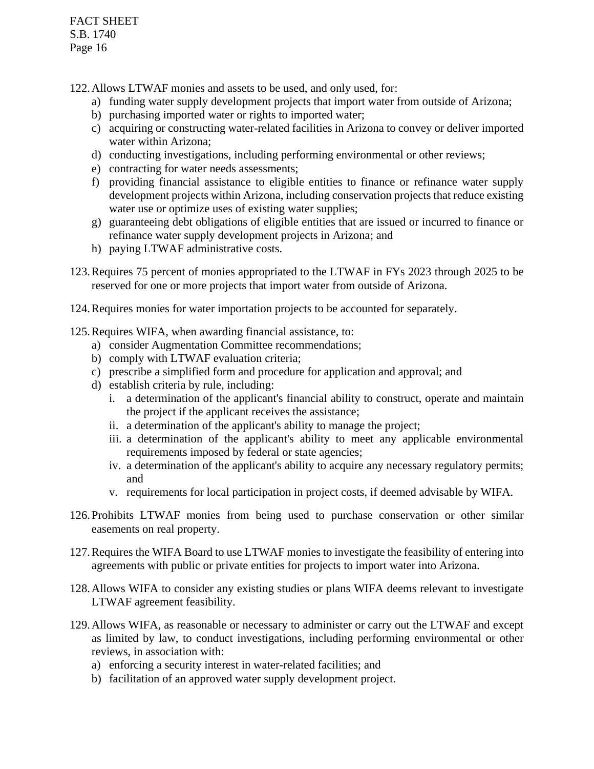122. Allows LTWAF monies and assets to be used, and only used, for:
    a) funding water supply development projects that import water from outside of Arizona;
    b) purchasing imported water or rights to imported water;
    c) acquiring or constructing water-related facilities in Arizona to convey or deliver imported water within Arizona;
    d) conducting investigations, including performing environmental or other reviews;
    e) contracting for water needs assessments;
    f) providing financial assistance to eligible entities to finance or refinance water supply development projects within Arizona, including conservation projects that reduce existing water use or optimize uses of existing water supplies;
    g) guaranteeing debt obligations of eligible entities that are issued or incurred to finance or refinance water supply development projects in Arizona; and
    h) paying LTWAF administrative costs.

123. Requires 75 percent of monies appropriated to the LTWAF in FYs 2023 through 2025 to be reserved for one or more projects that import water from outside of Arizona.

124. Requires monies for water importation projects to be accounted for separately.

125. Requires WIFA, when awarding financial assistance, to:
    a) consider Augmentation Committee recommendations;
    b) comply with LTWAF evaluation criteria;
    c) prescribe a simplified form and procedure for application and approval; and
    d) establish criteria by rule, including:
        i. a determination of the applicant's financial ability to construct, operate and maintain the project if the applicant receives the assistance;
        ii. a determination of the applicant's ability to manage the project;
        iii. a determination of the applicant's ability to meet any applicable environmental requirements imposed by federal or state agencies;
        iv. a determination of the applicant's ability to acquire any necessary regulatory permits; and
        v. requirements for local participation in project costs, if deemed advisable by WIFA.

126. Prohibits LTWAF monies from being used to purchase conservation or other similar easements on real property.

127. Requires the WIFA Board to use LTWAF monies to investigate the feasibility of entering into agreements with public or private entities for projects to import water into Arizona.

128. Allows WIFA to consider any existing studies or plans WIFA deems relevant to investigate LTWAF agreement feasibility.

129. Allows WIFA, as reasonable or necessary to administer or carry out the LTWAF and except as limited by law, to conduct investigations, including performing environmental or other reviews, in association with:
    a) enforcing a security interest in water-related facilities; and
    b) facilitation of an approved water supply development project.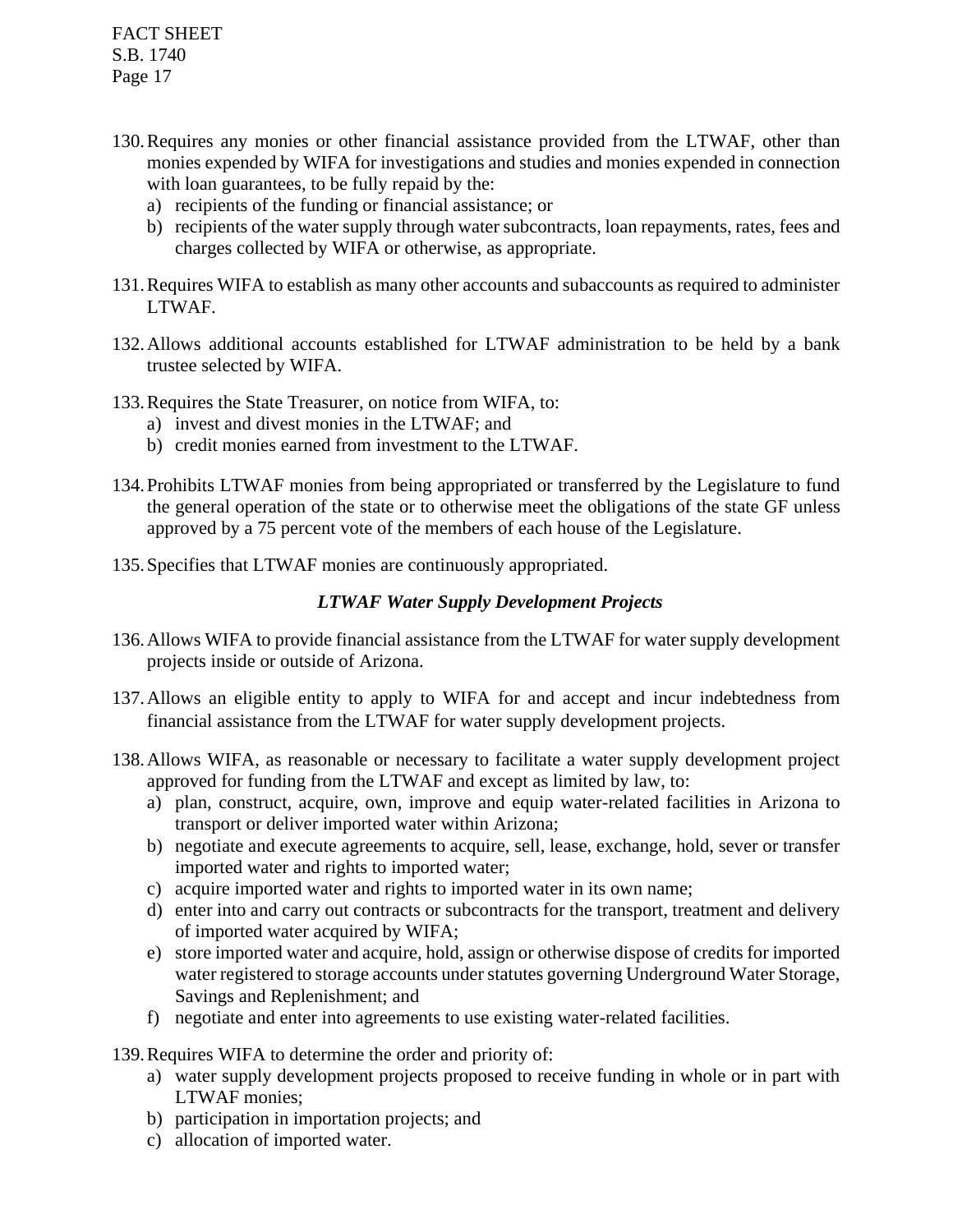130. Requires any monies or other financial assistance provided from the LTWAF, other than monies expended by WIFA for investigations and studies and monies expended in connection with loan guarantees, to be fully repaid by the:
    a) recipients of the funding or financial assistance; or
    b) recipients of the water supply through water subcontracts, loan repayments, rates, fees and charges collected by WIFA or otherwise, as appropriate.

131. Requires WIFA to establish as many other accounts and subaccounts as required to administer LTWAF.

132. Allows additional accounts established for LTWAF administration to be held by a bank trustee selected by WIFA.

133. Requires the State Treasurer, on notice from WIFA, to:
    a) invest and divest monies in the LTWAF; and
    b) credit monies earned from investment to the LTWAF.

134. Prohibits LTWAF monies from being appropriated or transferred by the Legislature to fund the general operation of the state or to otherwise meet the obligations of the state GF unless approved by a 75 percent vote of the members of each house of the Legislature.

135. Specifies that LTWAF monies are continuously appropriated.

### *LTWAF Water Supply Development Projects*

136. Allows WIFA to provide financial assistance from the LTWAF for water supply development projects inside or outside of Arizona.

137. Allows an eligible entity to apply to WIFA for and accept and incur indebtedness from financial assistance from the LTWAF for water supply development projects.

138. Allows WIFA, as reasonable or necessary to facilitate a water supply development project approved for funding from the LTWAF and except as limited by law, to:
    a) plan, construct, acquire, own, improve and equip water-related facilities in Arizona to transport or deliver imported water within Arizona;
    b) negotiate and execute agreements to acquire, sell, lease, exchange, hold, sever or transfer imported water and rights to imported water;
    c) acquire imported water and rights to imported water in its own name;
    d) enter into and carry out contracts or subcontracts for the transport, treatment and delivery of imported water acquired by WIFA;
    e) store imported water and acquire, hold, assign or otherwise dispose of credits for imported water registered to storage accounts under statutes governing Underground Water Storage, Savings and Replenishment; and
    f) negotiate and enter into agreements to use existing water-related facilities.

139. Requires WIFA to determine the order and priority of:
    a) water supply development projects proposed to receive funding in whole or in part with LTWAF monies;
    b) participation in importation projects; and
    c) allocation of imported water.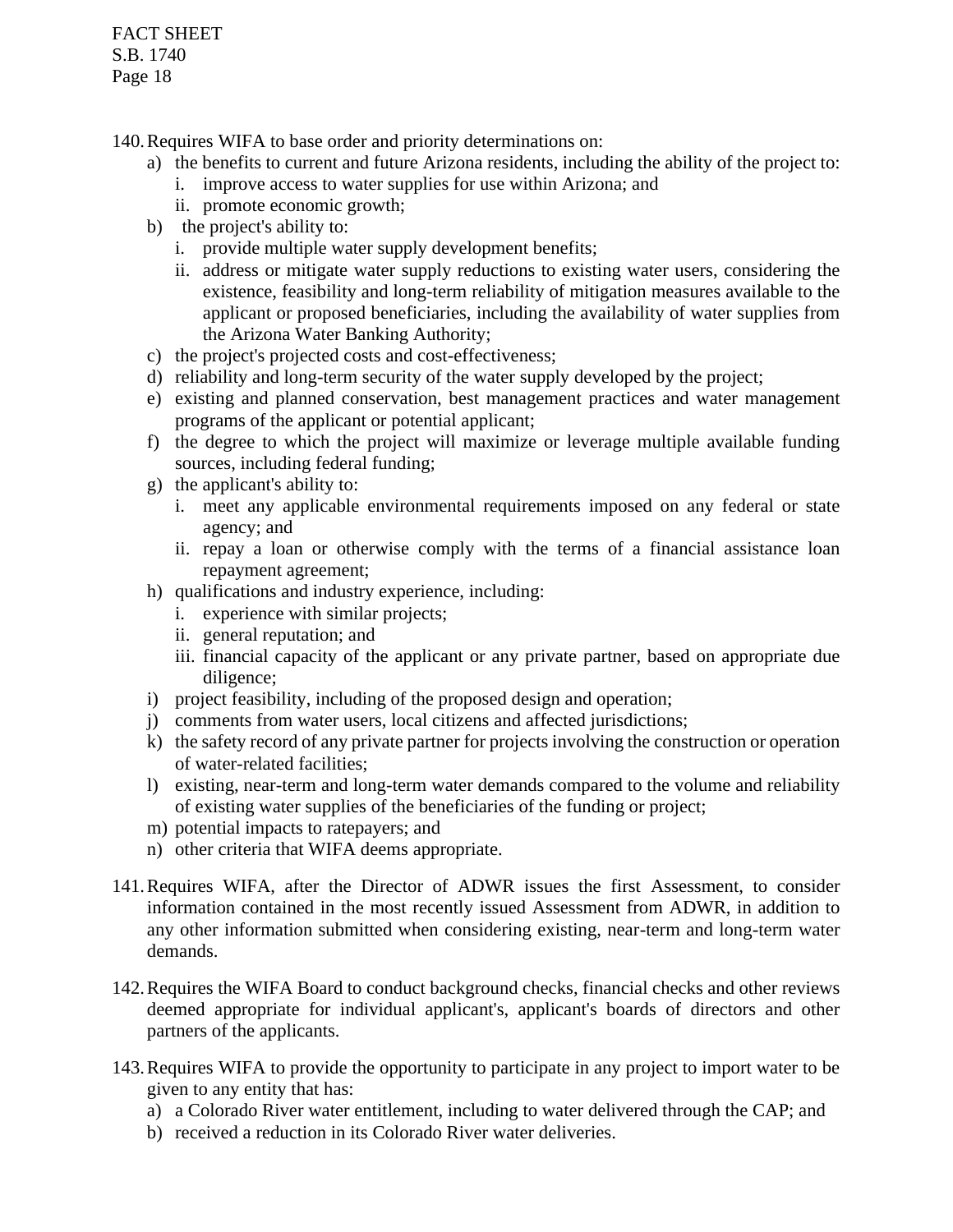140. Requires WIFA to base order and priority determinations on:
    a) the benefits to current and future Arizona residents, including the ability of the project to:
        i. improve access to water supplies for use within Arizona; and
        ii. promote economic growth;
    b) the project's ability to:
        i. provide multiple water supply development benefits;
        ii. address or mitigate water supply reductions to existing water users, considering the existence, feasibility and long-term reliability of mitigation measures available to the applicant or proposed beneficiaries, including the availability of water supplies from the Arizona Water Banking Authority;
    c) the project's projected costs and cost-effectiveness;
    d) reliability and long-term security of the water supply developed by the project;
    e) existing and planned conservation, best management practices and water management programs of the applicant or potential applicant;
    f) the degree to which the project will maximize or leverage multiple available funding sources, including federal funding;
    g) the applicant's ability to:
        i. meet any applicable environmental requirements imposed on any federal or state agency; and
        ii. repay a loan or otherwise comply with the terms of a financial assistance loan repayment agreement;
    h) qualifications and industry experience, including:
        i. experience with similar projects;
        ii. general reputation; and
        iii. financial capacity of the applicant or any private partner, based on appropriate due diligence;
    i) project feasibility, including of the proposed design and operation;
    j) comments from water users, local citizens and affected jurisdictions;
    k) the safety record of any private partner for projects involving the construction or operation of water-related facilities;
    l) existing, near-term and long-term water demands compared to the volume and reliability of existing water supplies of the beneficiaries of the funding or project;
    m) potential impacts to ratepayers; and
    n) other criteria that WIFA deems appropriate.

141. Requires WIFA, after the Director of ADWR issues the first Assessment, to consider information contained in the most recently issued Assessment from ADWR, in addition to any other information submitted when considering existing, near-term and long-term water demands.

142. Requires the WIFA Board to conduct background checks, financial checks and other reviews deemed appropriate for individual applicant's, applicant's boards of directors and other partners of the applicants.

143. Requires WIFA to provide the opportunity to participate in any project to import water to be given to any entity that has:
    a) a Colorado River water entitlement, including to water delivered through the CAP; and
    b) received a reduction in its Colorado River water deliveries.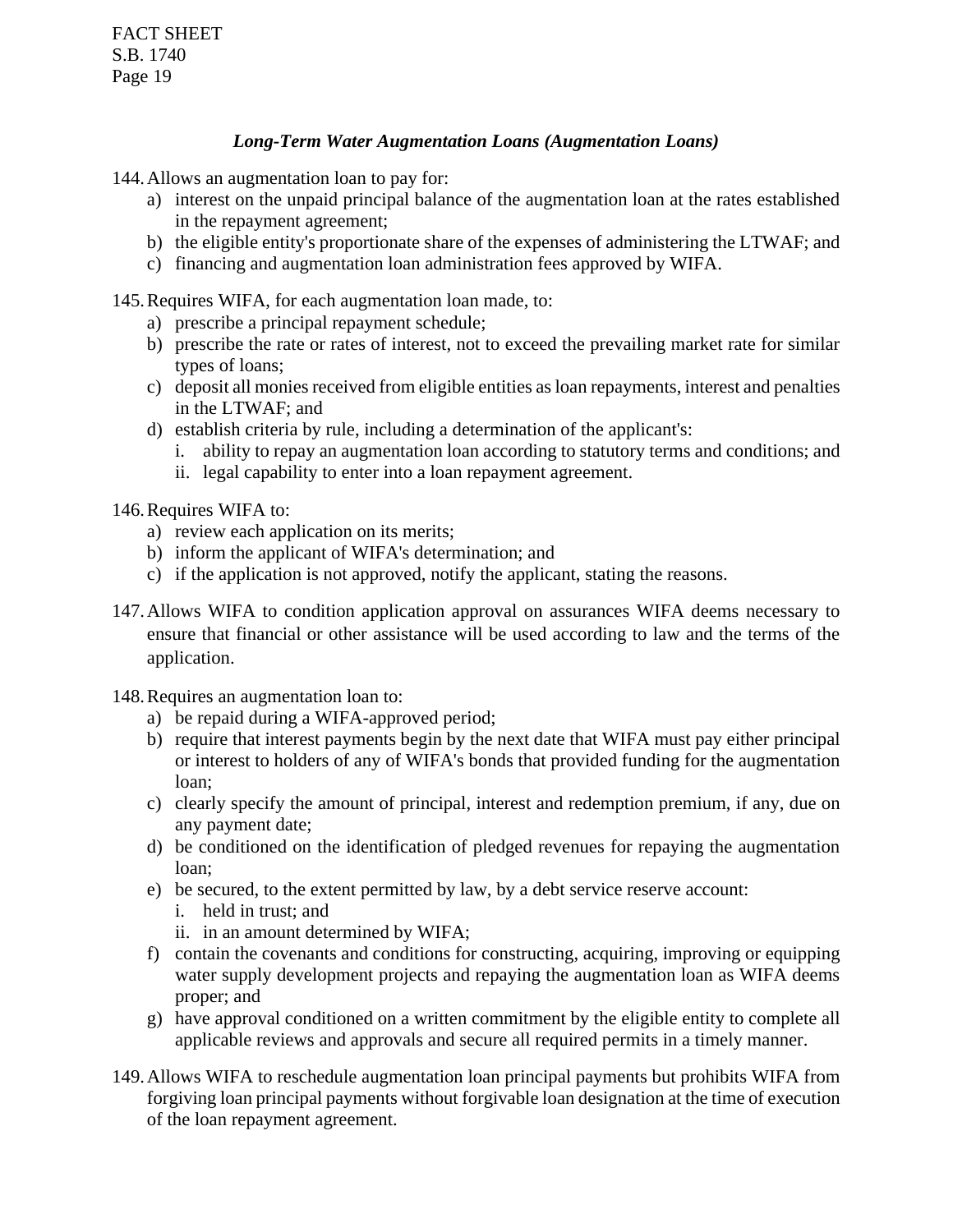### *Long-Term Water Augmentation Loans (Augmentation Loans)*

144. Allows an augmentation loan to pay for:
    a) interest on the unpaid principal balance of the augmentation loan at the rates established in the repayment agreement;
    b) the eligible entity's proportionate share of the expenses of administering the LTWAF; and
    c) financing and augmentation loan administration fees approved by WIFA.

145. Requires WIFA, for each augmentation loan made, to:
    a) prescribe a principal repayment schedule;
    b) prescribe the rate or rates of interest, not to exceed the prevailing market rate for similar types of loans;
    c) deposit all monies received from eligible entities as loan repayments, interest and penalties in the LTWAF; and
    d) establish criteria by rule, including a determination of the applicant's:
        i. ability to repay an augmentation loan according to statutory terms and conditions; and
        ii. legal capability to enter into a loan repayment agreement.

146. Requires WIFA to:
    a) review each application on its merits;
    b) inform the applicant of WIFA's determination; and
    c) if the application is not approved, notify the applicant, stating the reasons.

147. Allows WIFA to condition application approval on assurances WIFA deems necessary to ensure that financial or other assistance will be used according to law and the terms of the application.

148. Requires an augmentation loan to:
    a) be repaid during a WIFA-approved period;
    b) require that interest payments begin by the next date that WIFA must pay either principal or interest to holders of any of WIFA's bonds that provided funding for the augmentation loan;
    c) clearly specify the amount of principal, interest and redemption premium, if any, due on any payment date;
    d) be conditioned on the identification of pledged revenues for repaying the augmentation loan;
    e) be secured, to the extent permitted by law, by a debt service reserve account:
        i. held in trust; and
        ii. in an amount determined by WIFA;
    f) contain the covenants and conditions for constructing, acquiring, improving or equipping water supply development projects and repaying the augmentation loan as WIFA deems proper; and
    g) have approval conditioned on a written commitment by the eligible entity to complete all applicable reviews and approvals and secure all required permits in a timely manner.

149. Allows WIFA to reschedule augmentation loan principal payments but prohibits WIFA from forgiving loan principal payments without forgivable loan designation at the time of execution of the loan repayment agreement.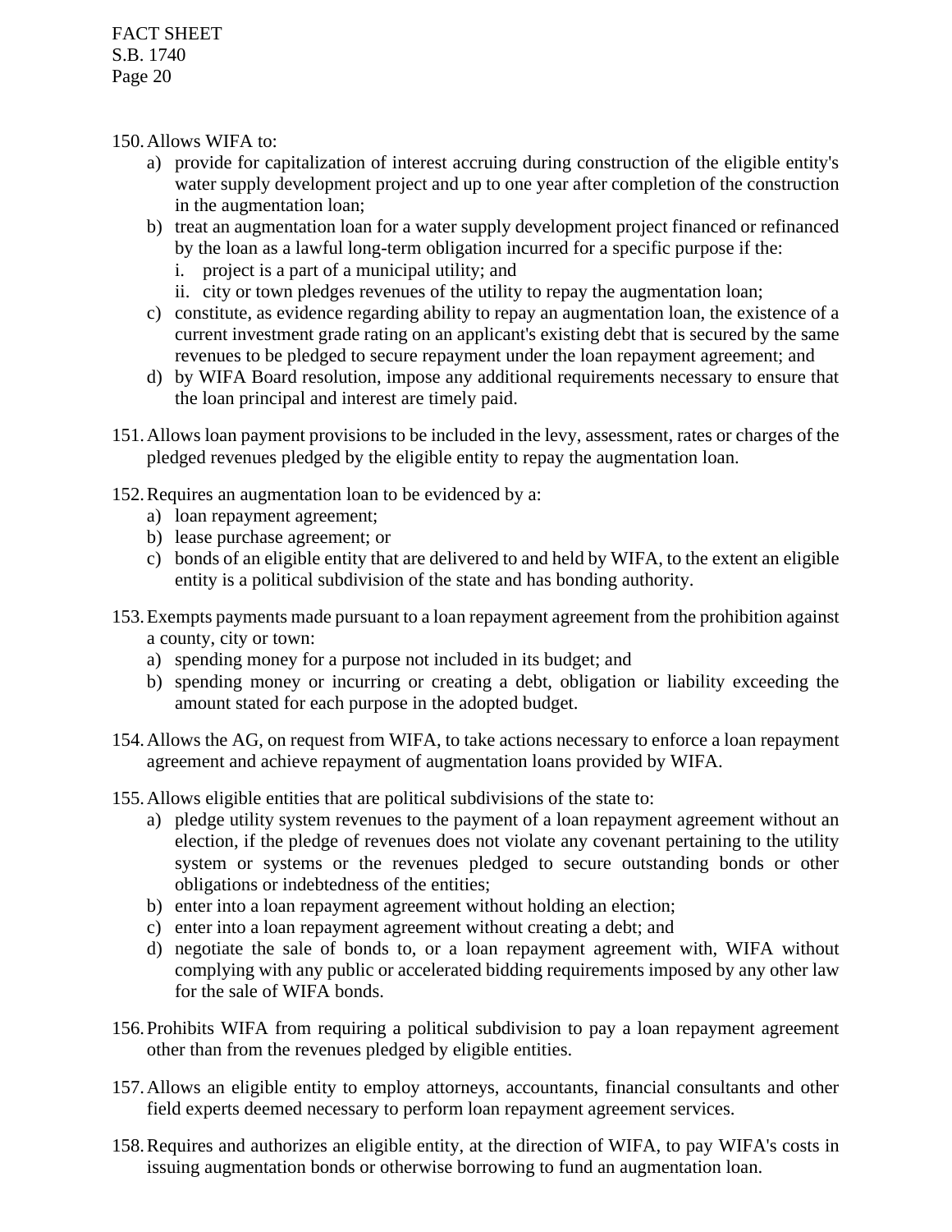150. Allows WIFA to:
   a) provide for capitalization of interest accruing during construction of the eligible entity's water supply development project and up to one year after completion of the construction in the augmentation loan;
   b) treat an augmentation loan for a water supply development project financed or refinanced by the loan as a lawful long-term obligation incurred for a specific purpose if the:
      i. project is a part of a municipal utility; and
      ii. city or town pledges revenues of the utility to repay the augmentation loan;
   c) constitute, as evidence regarding ability to repay an augmentation loan, the existence of a current investment grade rating on an applicant's existing debt that is secured by the same revenues to be pledged to secure repayment under the loan repayment agreement; and
   d) by WIFA Board resolution, impose any additional requirements necessary to ensure that the loan principal and interest are timely paid.

151. Allows loan payment provisions to be included in the levy, assessment, rates or charges of the pledged revenues pledged by the eligible entity to repay the augmentation loan.

152. Requires an augmentation loan to be evidenced by a:
   a) loan repayment agreement;
   b) lease purchase agreement; or
   c) bonds of an eligible entity that are delivered to and held by WIFA, to the extent an eligible entity is a political subdivision of the state and has bonding authority.

153. Exempts payments made pursuant to a loan repayment agreement from the prohibition against a county, city or town:
   a) spending money for a purpose not included in its budget; and
   b) spending money or incurring or creating a debt, obligation or liability exceeding the amount stated for each purpose in the adopted budget.

154. Allows the AG, on request from WIFA, to take actions necessary to enforce a loan repayment agreement and achieve repayment of augmentation loans provided by WIFA.

155. Allows eligible entities that are political subdivisions of the state to:
   a) pledge utility system revenues to the payment of a loan repayment agreement without an election, if the pledge of revenues does not violate any covenant pertaining to the utility system or systems or the revenues pledged to secure outstanding bonds or other obligations or indebtedness of the entities;
   b) enter into a loan repayment agreement without holding an election;
   c) enter into a loan repayment agreement without creating a debt; and
   d) negotiate the sale of bonds to, or a loan repayment agreement with, WIFA without complying with any public or accelerated bidding requirements imposed by any other law for the sale of WIFA bonds.

156. Prohibits WIFA from requiring a political subdivision to pay a loan repayment agreement other than from the revenues pledged by eligible entities.

157. Allows an eligible entity to employ attorneys, accountants, financial consultants and other field experts deemed necessary to perform loan repayment agreement services.

158. Requires and authorizes an eligible entity, at the direction of WIFA, to pay WIFA's costs in issuing augmentation bonds or otherwise borrowing to fund an augmentation loan.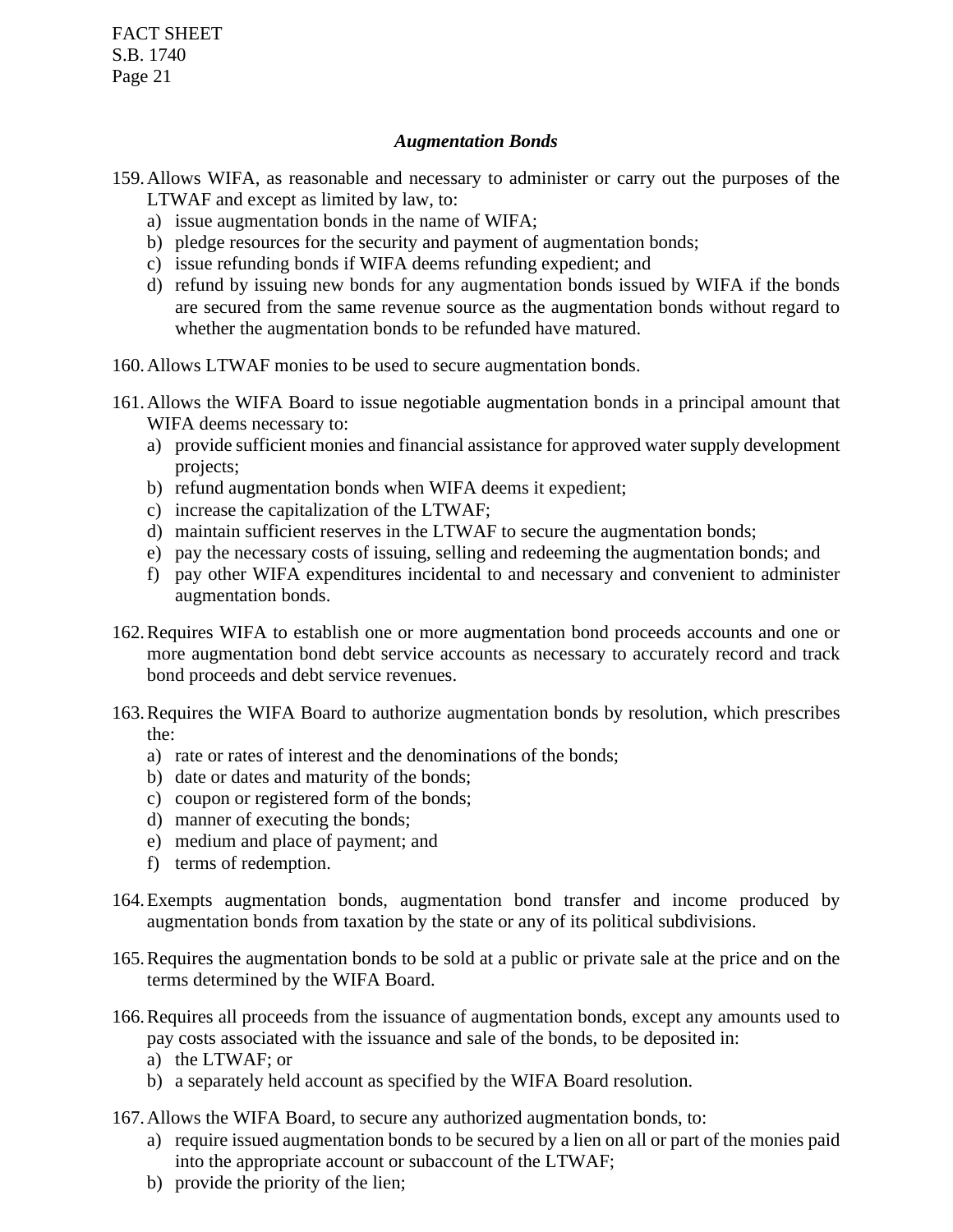### *Augmentation Bonds*

159. Allows WIFA, as reasonable and necessary to administer or carry out the purposes of the LTWAF and except as limited by law, to:
    a) issue augmentation bonds in the name of WIFA;
    b) pledge resources for the security and payment of augmentation bonds;
    c) issue refunding bonds if WIFA deems refunding expedient; and
    d) refund by issuing new bonds for any augmentation bonds issued by WIFA if the bonds are secured from the same revenue source as the augmentation bonds without regard to whether the augmentation bonds to be refunded have matured.

160. Allows LTWAF monies to be used to secure augmentation bonds.

161. Allows the WIFA Board to issue negotiable augmentation bonds in a principal amount that WIFA deems necessary to:
    a) provide sufficient monies and financial assistance for approved water supply development projects;
    b) refund augmentation bonds when WIFA deems it expedient;
    c) increase the capitalization of the LTWAF;
    d) maintain sufficient reserves in the LTWAF to secure the augmentation bonds;
    e) pay the necessary costs of issuing, selling and redeeming the augmentation bonds; and
    f) pay other WIFA expenditures incidental to and necessary and convenient to administer augmentation bonds.

162. Requires WIFA to establish one or more augmentation bond proceeds accounts and one or more augmentation bond debt service accounts as necessary to accurately record and track bond proceeds and debt service revenues.

163. Requires the WIFA Board to authorize augmentation bonds by resolution, which prescribes the:
    a) rate or rates of interest and the denominations of the bonds;
    b) date or dates and maturity of the bonds;
    c) coupon or registered form of the bonds;
    d) manner of executing the bonds;
    e) medium and place of payment; and
    f) terms of redemption.

164. Exempts augmentation bonds, augmentation bond transfer and income produced by augmentation bonds from taxation by the state or any of its political subdivisions.

165. Requires the augmentation bonds to be sold at a public or private sale at the price and on the terms determined by the WIFA Board.

166. Requires all proceeds from the issuance of augmentation bonds, except any amounts used to pay costs associated with the issuance and sale of the bonds, to be deposited in:
    a) the LTWAF; or
    b) a separately held account as specified by the WIFA Board resolution.

167. Allows the WIFA Board, to secure any authorized augmentation bonds, to:
    a) require issued augmentation bonds to be secured by a lien on all or part of the monies paid into the appropriate account or subaccount of the LTWAF;
    b) provide the priority of the lien;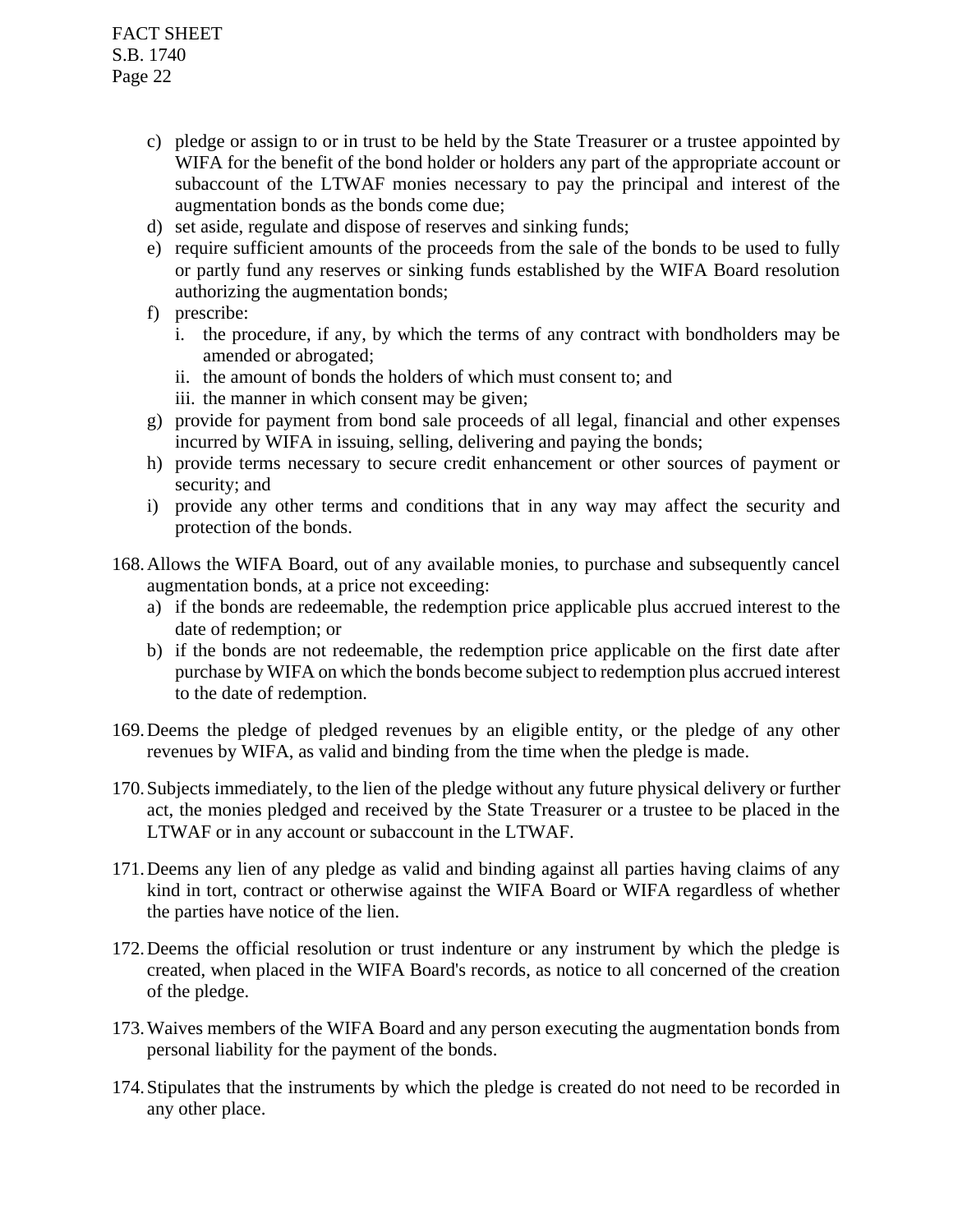c) pledge or assign to or in trust to be held by the State Treasurer or a trustee appointed by WIFA for the benefit of the bond holder or holders any part of the appropriate account or subaccount of the LTWAF monies necessary to pay the principal and interest of the augmentation bonds as the bonds come due;
d) set aside, regulate and dispose of reserves and sinking funds;
e) require sufficient amounts of the proceeds from the sale of the bonds to be used to fully or partly fund any reserves or sinking funds established by the WIFA Board resolution authorizing the augmentation bonds;
f) prescribe:
   i. the procedure, if any, by which the terms of any contract with bondholders may be amended or abrogated;
   ii. the amount of bonds the holders of which must consent to; and
   iii. the manner in which consent may be given;
g) provide for payment from bond sale proceeds of all legal, financial and other expenses incurred by WIFA in issuing, selling, delivering and paying the bonds;
h) provide terms necessary to secure credit enhancement or other sources of payment or security; and
i) provide any other terms and conditions that in any way may affect the security and protection of the bonds.

168. Allows the WIFA Board, out of any available monies, to purchase and subsequently cancel augmentation bonds, at a price not exceeding:
    a) if the bonds are redeemable, the redemption price applicable plus accrued interest to the date of redemption; or
    b) if the bonds are not redeemable, the redemption price applicable on the first date after purchase by WIFA on which the bonds become subject to redemption plus accrued interest to the date of redemption.

169. Deems the pledge of pledged revenues by an eligible entity, or the pledge of any other revenues by WIFA, as valid and binding from the time when the pledge is made.

170. Subjects immediately, to the lien of the pledge without any future physical delivery or further act, the monies pledged and received by the State Treasurer or a trustee to be placed in the LTWAF or in any account or subaccount in the LTWAF.

171. Deems any lien of any pledge as valid and binding against all parties having claims of any kind in tort, contract or otherwise against the WIFA Board or WIFA regardless of whether the parties have notice of the lien.

172. Deems the official resolution or trust indenture or any instrument by which the pledge is created, when placed in the WIFA Board's records, as notice to all concerned of the creation of the pledge.

173. Waives members of the WIFA Board and any person executing the augmentation bonds from personal liability for the payment of the bonds.

174. Stipulates that the instruments by which the pledge is created do not need to be recorded in any other place.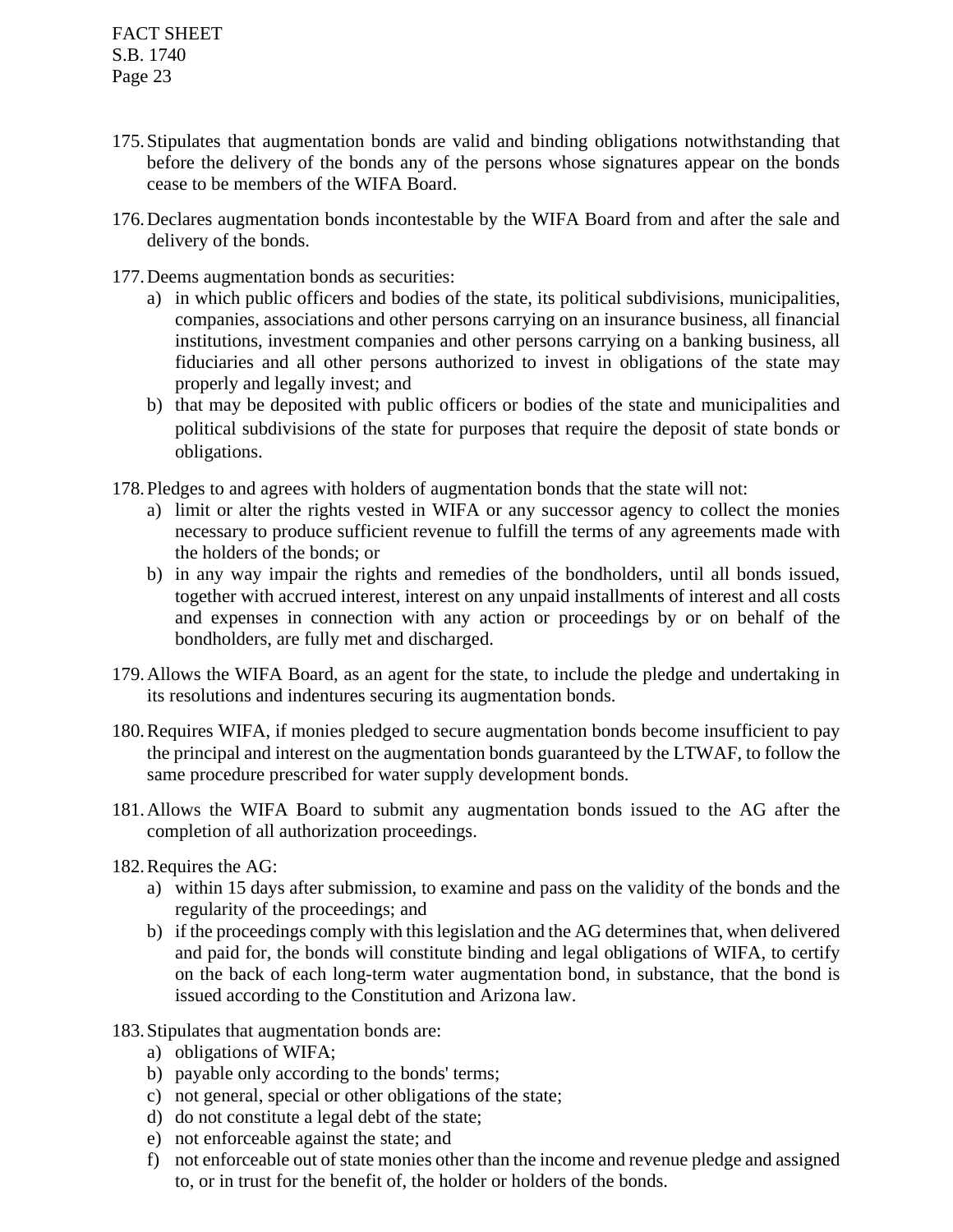175. Stipulates that augmentation bonds are valid and binding obligations notwithstanding that before the delivery of the bonds any of the persons whose signatures appear on the bonds cease to be members of the WIFA Board.

176. Declares augmentation bonds incontestable by the WIFA Board from and after the sale and delivery of the bonds.

177. Deems augmentation bonds as securities:
    a) in which public officers and bodies of the state, its political subdivisions, municipalities, companies, associations and other persons carrying on an insurance business, all financial institutions, investment companies and other persons carrying on a banking business, all fiduciaries and all other persons authorized to invest in obligations of the state may properly and legally invest; and
    b) that may be deposited with public officers or bodies of the state and municipalities and political subdivisions of the state for purposes that require the deposit of state bonds or obligations.

178. Pledges to and agrees with holders of augmentation bonds that the state will not:
    a) limit or alter the rights vested in WIFA or any successor agency to collect the monies necessary to produce sufficient revenue to fulfill the terms of any agreements made with the holders of the bonds; or
    b) in any way impair the rights and remedies of the bondholders, until all bonds issued, together with accrued interest, interest on any unpaid installments of interest and all costs and expenses in connection with any action or proceedings by or on behalf of the bondholders, are fully met and discharged.

179. Allows the WIFA Board, as an agent for the state, to include the pledge and undertaking in its resolutions and indentures securing its augmentation bonds.

180. Requires WIFA, if monies pledged to secure augmentation bonds become insufficient to pay the principal and interest on the augmentation bonds guaranteed by the LTWAF, to follow the same procedure prescribed for water supply development bonds.

181. Allows the WIFA Board to submit any augmentation bonds issued to the AG after the completion of all authorization proceedings.

182. Requires the AG:
    a) within 15 days after submission, to examine and pass on the validity of the bonds and the regularity of the proceedings; and
    b) if the proceedings comply with this legislation and the AG determines that, when delivered and paid for, the bonds will constitute binding and legal obligations of WIFA, to certify on the back of each long-term water augmentation bond, in substance, that the bond is issued according to the Constitution and Arizona law.

183. Stipulates that augmentation bonds are:
    a) obligations of WIFA;
    b) payable only according to the bonds' terms;
    c) not general, special or other obligations of the state;
    d) do not constitute a legal debt of the state;
    e) not enforceable against the state; and
    f) not enforceable out of state monies other than the income and revenue pledge and assigned to, or in trust for the benefit of, the holder or holders of the bonds.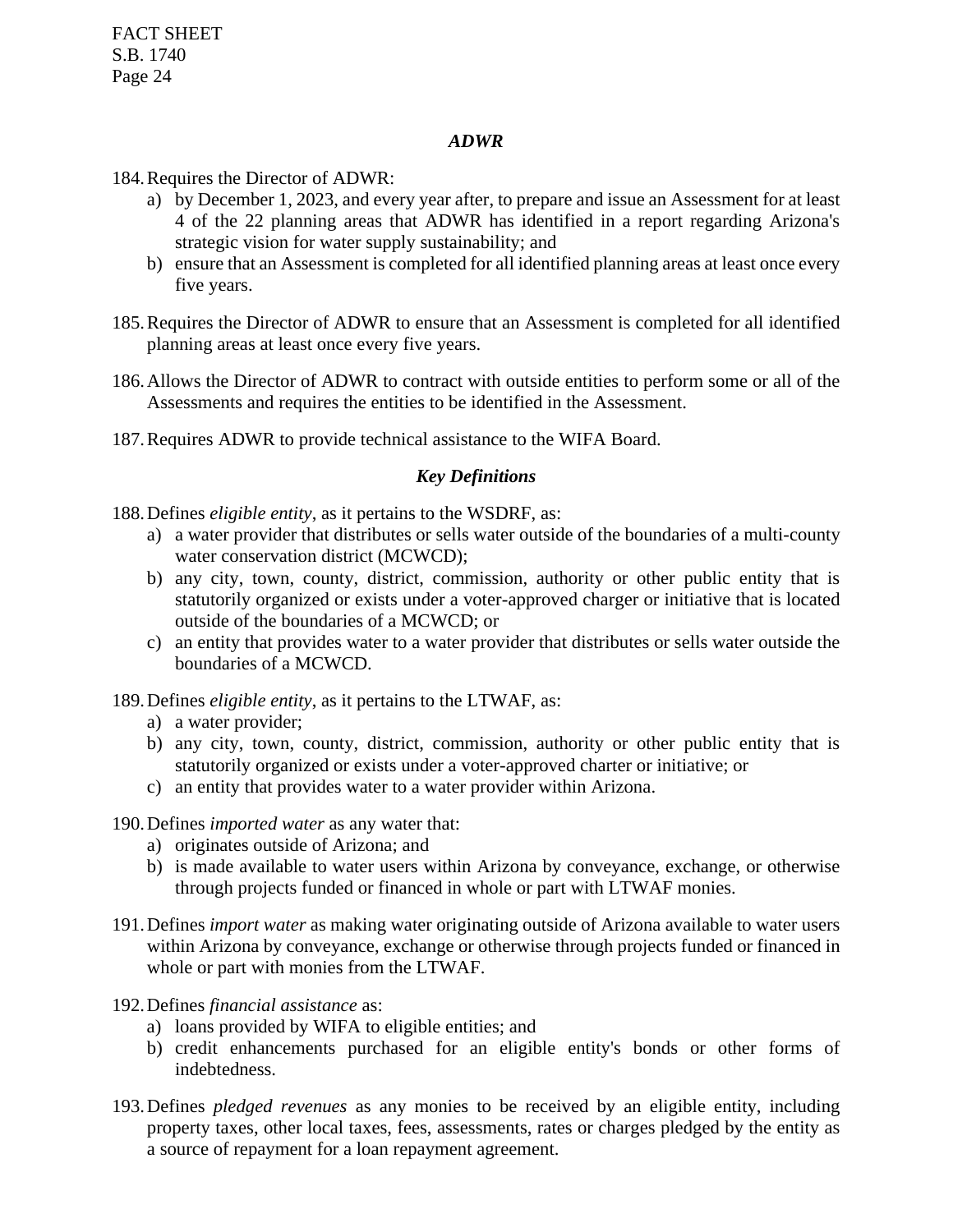### *ADWR*

184. Requires the Director of ADWR:
    a) by December 1, 2023, and every year after, to prepare and issue an Assessment for at least 4 of the 22 planning areas that ADWR has identified in a report regarding Arizona's strategic vision for water supply sustainability; and
    b) ensure that an Assessment is completed for all identified planning areas at least once every five years.

185. Requires the Director of ADWR to ensure that an Assessment is completed for all identified planning areas at least once every five years.

186. Allows the Director of ADWR to contract with outside entities to perform some or all of the Assessments and requires the entities to be identified in the Assessment.

187. Requires ADWR to provide technical assistance to the WIFA Board.

### *Key Definitions*

188. Defines *eligible entity*, as it pertains to the WSDRF, as:
    a) a water provider that distributes or sells water outside of the boundaries of a multi-county water conservation district (MCWCD);
    b) any city, town, county, district, commission, authority or other public entity that is statutorily organized or exists under a voter-approved charger or initiative that is located outside of the boundaries of a MCWCD; or
    c) an entity that provides water to a water provider that distributes or sells water outside the boundaries of a MCWCD.

189. Defines *eligible entity*, as it pertains to the LTWAF, as:
    a) a water provider;
    b) any city, town, county, district, commission, authority or other public entity that is statutorily organized or exists under a voter-approved charter or initiative; or
    c) an entity that provides water to a water provider within Arizona.

190. Defines *imported water* as any water that:
    a) originates outside of Arizona; and
    b) is made available to water users within Arizona by conveyance, exchange, or otherwise through projects funded or financed in whole or part with LTWAF monies.

191. Defines *import water* as making water originating outside of Arizona available to water users within Arizona by conveyance, exchange or otherwise through projects funded or financed in whole or part with monies from the LTWAF.

192. Defines *financial assistance* as:
    a) loans provided by WIFA to eligible entities; and
    b) credit enhancements purchased for an eligible entity's bonds or other forms of indebtedness.

193. Defines *pledged revenues* as any monies to be received by an eligible entity, including property taxes, other local taxes, fees, assessments, rates or charges pledged by the entity as a source of repayment for a loan repayment agreement.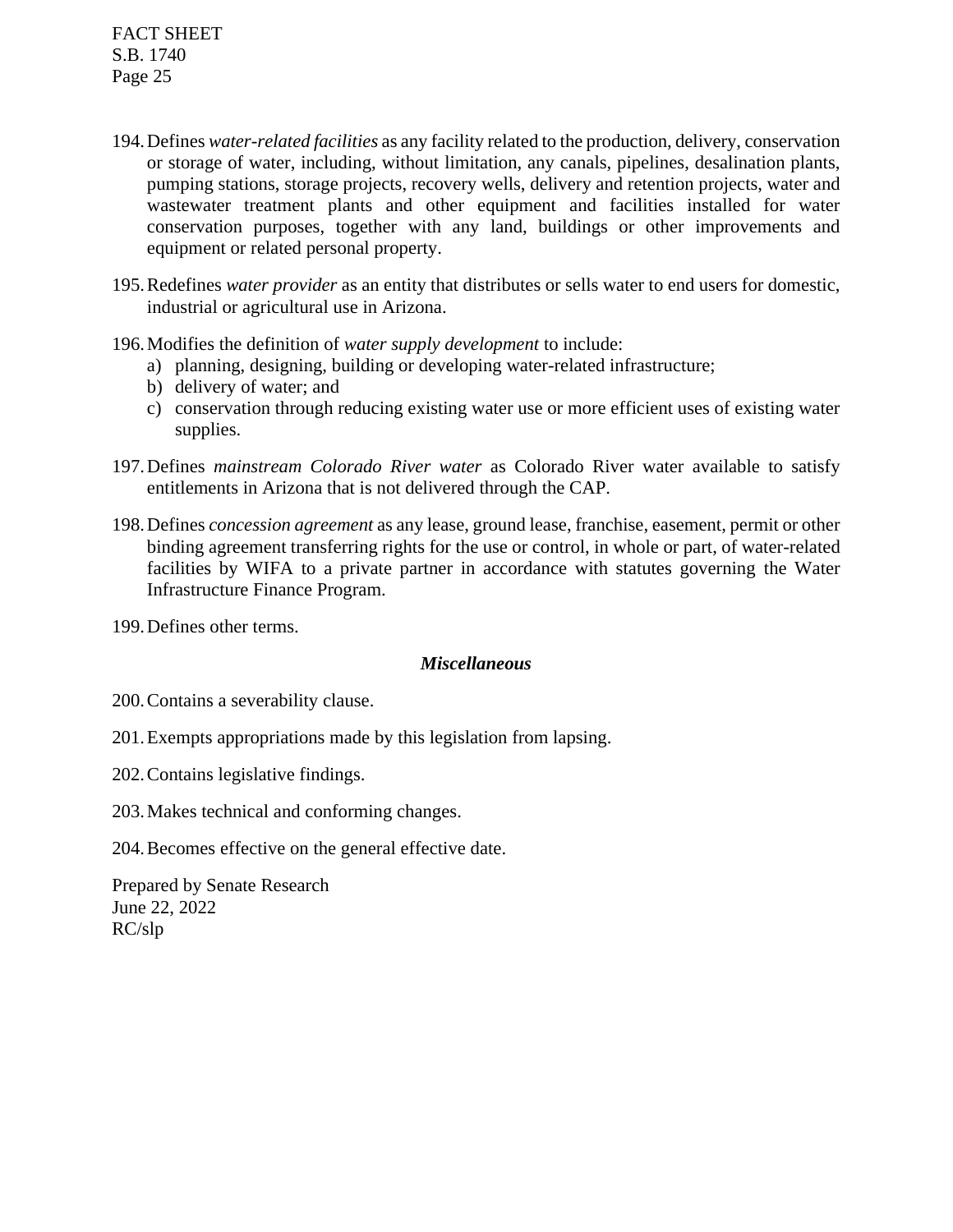194. Defines *water-related facilities* as any facility related to the production, delivery, conservation or storage of water, including, without limitation, any canals, pipelines, desalination plants, pumping stations, storage projects, recovery wells, delivery and retention projects, water and wastewater treatment plants and other equipment and facilities installed for water conservation purposes, together with any land, buildings or other improvements and equipment or related personal property.

195. Redefines *water provider* as an entity that distributes or sells water to end users for domestic, industrial or agricultural use in Arizona.

196. Modifies the definition of *water supply development* to include:
    a) planning, designing, building or developing water-related infrastructure;
    b) delivery of water; and
    c) conservation through reducing existing water use or more efficient uses of existing water supplies.

197. Defines *mainstream Colorado River water* as Colorado River water available to satisfy entitlements in Arizona that is not delivered through the CAP.

198. Defines *concession agreement* as any lease, ground lease, franchise, easement, permit or other binding agreement transferring rights for the use or control, in whole or part, of water-related facilities by WIFA to a private partner in accordance with statutes governing the Water Infrastructure Finance Program.

199. Defines other terms.

### *Miscellaneous*

200. Contains a severability clause.

201. Exempts appropriations made by this legislation from lapsing.

202. Contains legislative findings.

203. Makes technical and conforming changes.

204. Becomes effective on the general effective date.

Prepared by Senate Research
June 22, 2022
RC/slp